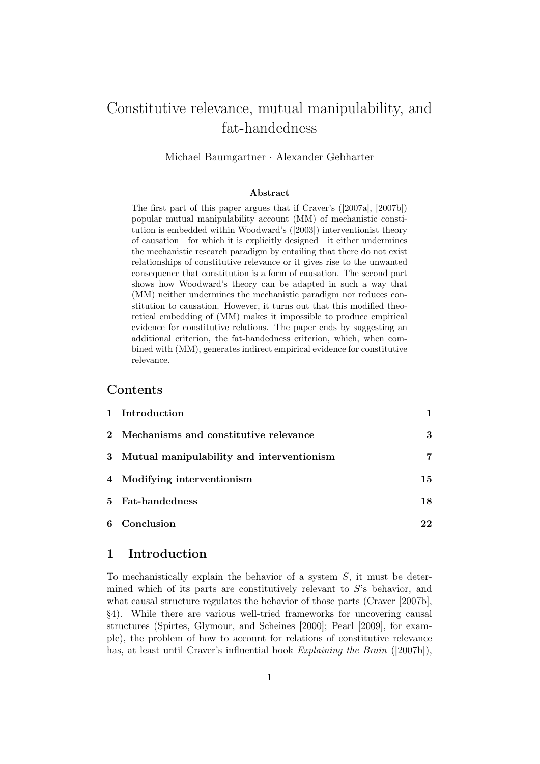# Constitutive relevance, mutual manipulability, and fat-handedness

Michael Baumgartner · Alexander Gebharter

**Abstract**

The first part of this paper argues that if Craver's ([2007a], [2007b]) popular mutual manipulability account (MM) of mechanistic constitution is embedded within Woodward's ([2003]) interventionist theory of causation—for which it is explicitly designed—it either undermines the mechanistic research paradigm by entailing that there do not exist relationships of constitutive relevance or it gives rise to the unwanted consequence that constitution is a form of causation. The second part shows how Woodward's theory can be adapted in such a way that (MM) neither undermines the mechanistic paradigm nor reduces constitution to causation. However, it turns out that this modified theoretical embedding of (MM) makes it impossible to produce empirical evidence for constitutive relations. The paper ends by suggesting an additional criterion, the fat-handedness criterion, which, when combined with (MM), generates indirect empirical evidence for constitutive relevance.

## Contents

| | |
|---|---|
| **1 Introduction** | **1** |
| **2 Mechanisms and constitutive relevance** | **3** |
| **3 Mutual manipulability and interventionism** | **7** |
| **4 Modifying interventionism** | **15** |
| **5 Fat-handedness** | **18** |
| **6 Conclusion** | **22** |

## 1 Introduction

To mechanistically explain the behavior of a system $S$, it must be determined which of its parts are constitutively relevant to $S$'s behavior, and what causal structure regulates the behavior of those parts (Craver [2007b], §4). While there are various well-tried frameworks for uncovering causal structures (Spirtes, Glymour, and Scheines [2000]; Pearl [2009], for example), the problem of how to account for relations of constitutive relevance has, at least until Craver's influential book *Explaining the Brain* ([2007b]),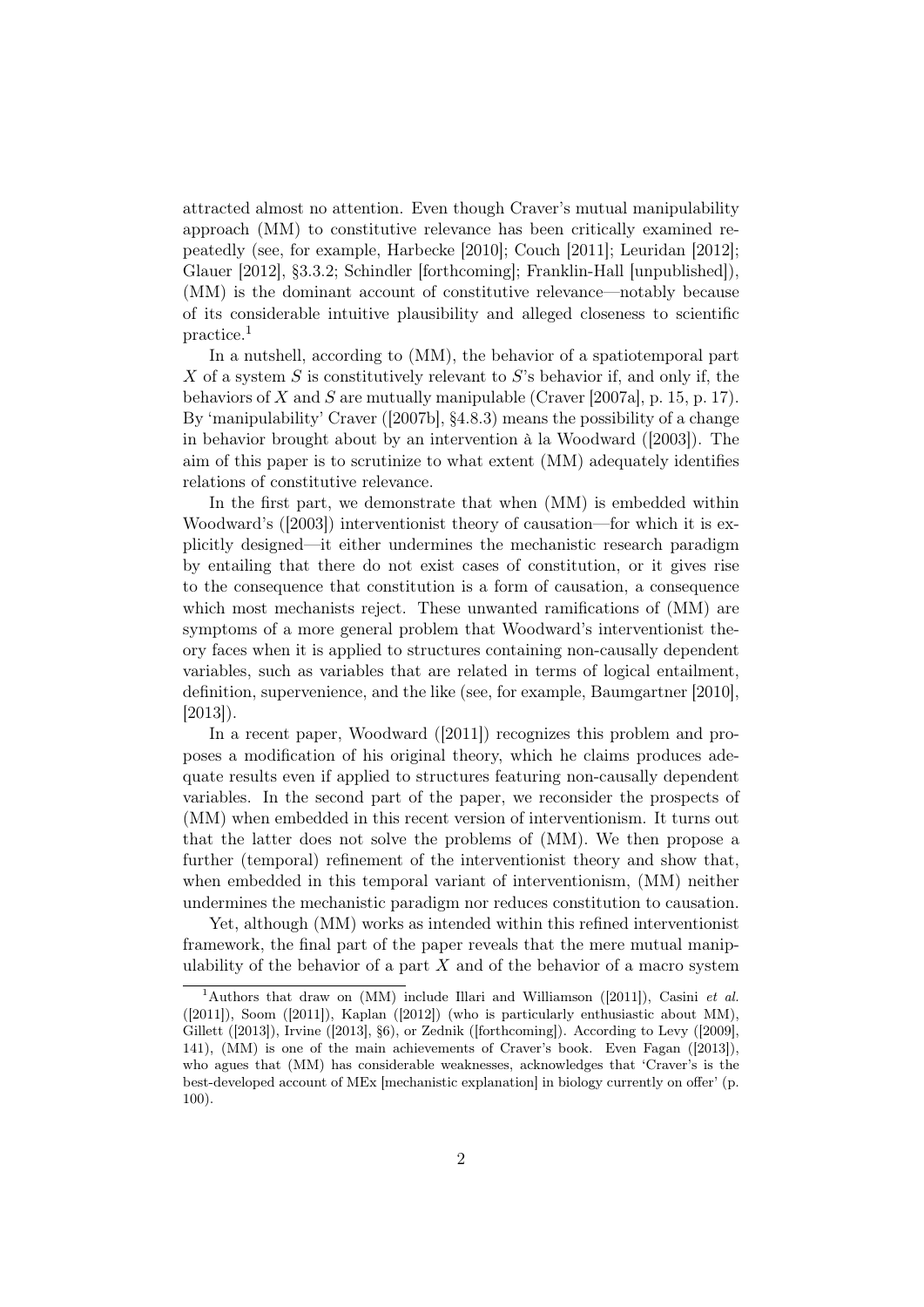attracted almost no attention. Even though Craver's mutual manipulability approach (MM) to constitutive relevance has been critically examined repeatedly (see, for example, Harbecke [2010]; Couch [2011]; Leuridan [2012]; Glauer [2012], §3.3.2; Schindler [forthcoming]; Franklin-Hall [unpublished]), (MM) is the dominant account of constitutive relevance—notably because of its considerable intuitive plausibility and alleged closeness to scientific practice.[1]

In a nutshell, according to (MM), the behavior of a spatiotemporal part $X$ of a system $S$ is constitutively relevant to $S$'s behavior if, and only if, the behaviors of $X$ and $S$ are mutually manipulable (Craver [2007a], p. 15, p. 17). By 'manipulability' Craver ([2007b], §4.8.3) means the possibility of a change in behavior brought about by an intervention à la Woodward ([2003]). The aim of this paper is to scrutinize to what extent (MM) adequately identifies relations of constitutive relevance.

In the first part, we demonstrate that when (MM) is embedded within Woodward's ([2003]) interventionist theory of causation—for which it is explicitly designed—it either undermines the mechanistic research paradigm by entailing that there do not exist cases of constitution, or it gives rise to the consequence that constitution is a form of causation, a consequence which most mechanists reject. These unwanted ramifications of (MM) are symptoms of a more general problem that Woodward's interventionist theory faces when it is applied to structures containing non-causally dependent variables, such as variables that are related in terms of logical entailment, definition, supervenience, and the like (see, for example, Baumgartner [2010], [2013]).

In a recent paper, Woodward ([2011]) recognizes this problem and proposes a modification of his original theory, which he claims produces adequate results even if applied to structures featuring non-causally dependent variables. In the second part of the paper, we reconsider the prospects of (MM) when embedded in this recent version of interventionism. It turns out that the latter does not solve the problems of (MM). We then propose a further (temporal) refinement of the interventionist theory and show that, when embedded in this temporal variant of interventionism, (MM) neither undermines the mechanistic paradigm nor reduces constitution to causation.

Yet, although (MM) works as intended within this refined interventionist framework, the final part of the paper reveals that the mere mutual manipulability of the behavior of a part $X$ and of the behavior of a macro system

[1] Authors that draw on (MM) include Illari and Williamson ([2011]), Casini *et al.* ([2011]), Soom ([2011]), Kaplan ([2012]) (who is particularly enthusiastic about MM), Gillett ([2013]), Irvine ([2013], §6), or Zednik ([forthcoming]). According to Levy ([2009], 141), (MM) is one of the main achievements of Craver's book. Even Fagan ([2013]), who agues that (MM) has considerable weaknesses, acknowledges that 'Craver's is the best-developed account of MEx [mechanistic explanation] in biology currently on offer' (p. 100).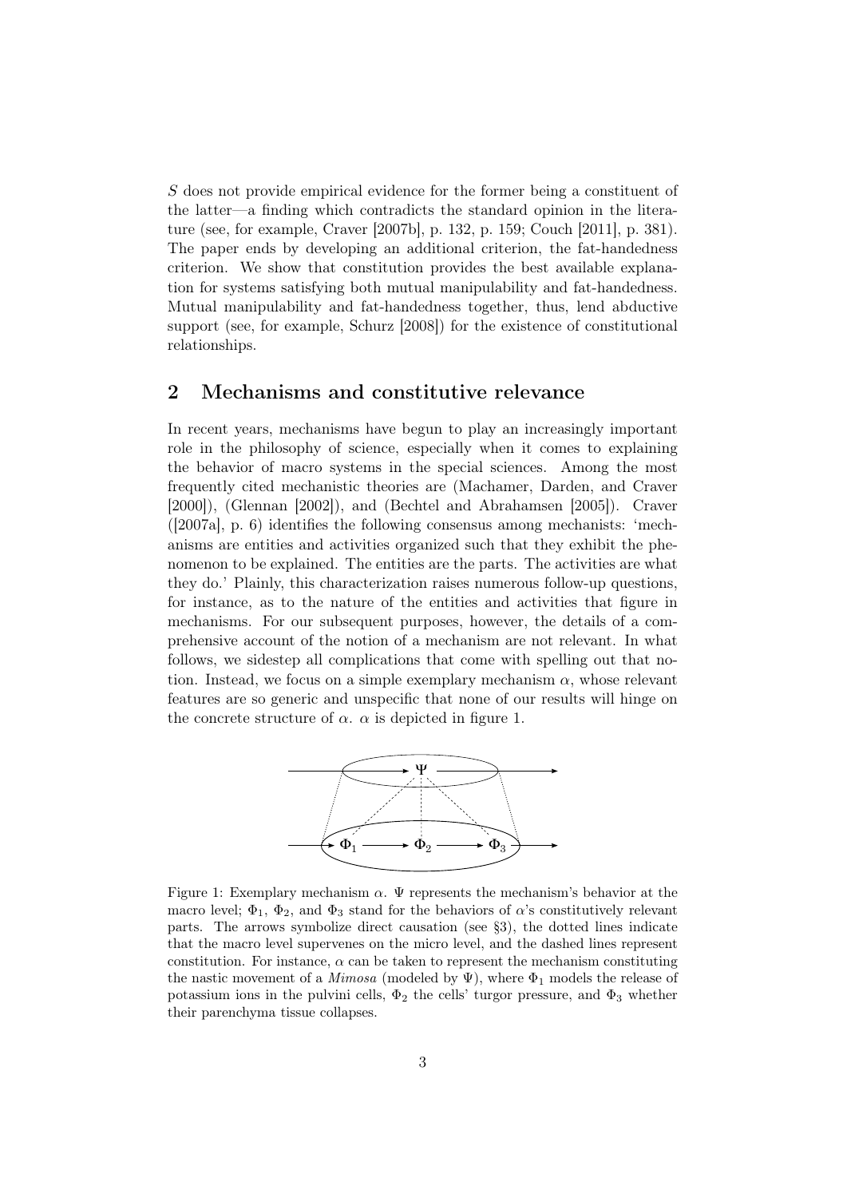$S$ does not provide empirical evidence for the former being a constituent of the latter—a finding which contradicts the standard opinion in the literature (see, for example, Craver [2007b], p. 132, p. 159; Couch [2011], p. 381). The paper ends by developing an additional criterion, the fat-handedness criterion. We show that constitution provides the best available explanation for systems satisfying both mutual manipulability and fat-handedness. Mutual manipulability and fat-handedness together, thus, lend abductive support (see, for example, Schurz [2008]) for the existence of constitutional relationships.

## 2 Mechanisms and constitutive relevance

In recent years, mechanisms have begun to play an increasingly important role in the philosophy of science, especially when it comes to explaining the behavior of macro systems in the special sciences. Among the most frequently cited mechanistic theories are (Machamer, Darden, and Craver [2000]), (Glennan [2002]), and (Bechtel and Abrahamsen [2005]). Craver ([2007a], p. 6) identifies the following consensus among mechanists: 'mechanisms are entities and activities organized such that they exhibit the phenomenon to be explained. The entities are the parts. The activities are what they do.' Plainly, this characterization raises numerous follow-up questions, for instance, as to the nature of the entities and activities that figure in mechanisms. For our subsequent purposes, however, the details of a comprehensive account of the notion of a mechanism are not relevant. In what follows, we sidestep all complications that come with spelling out that notion. Instead, we focus on a simple exemplary mechanism $\alpha$, whose relevant features are so generic and unspecific that none of our results will hinge on the concrete structure of $\alpha$. $\alpha$ is depicted in figure 1.

Figure 1: Exemplary mechanism $\alpha$. $\Psi$ represents the mechanism's behavior at the macro level; $\Phi_1$, $\Phi_2$, and $\Phi_3$ stand for the behaviors of $\alpha$'s constitutively relevant parts. The arrows symbolize direct causation (see §3), the dotted lines indicate that the macro level supervenes on the micro level, and the dashed lines represent constitution. For instance, $\alpha$ can be taken to represent the mechanism constituting the nastic movement of a *Mimosa* (modeled by $\Psi$), where $\Phi_1$ models the release of potassium ions in the pulvini cells, $\Phi_2$ the cells' turgor pressure, and $\Phi_3$ whether their parenchyma tissue collapses.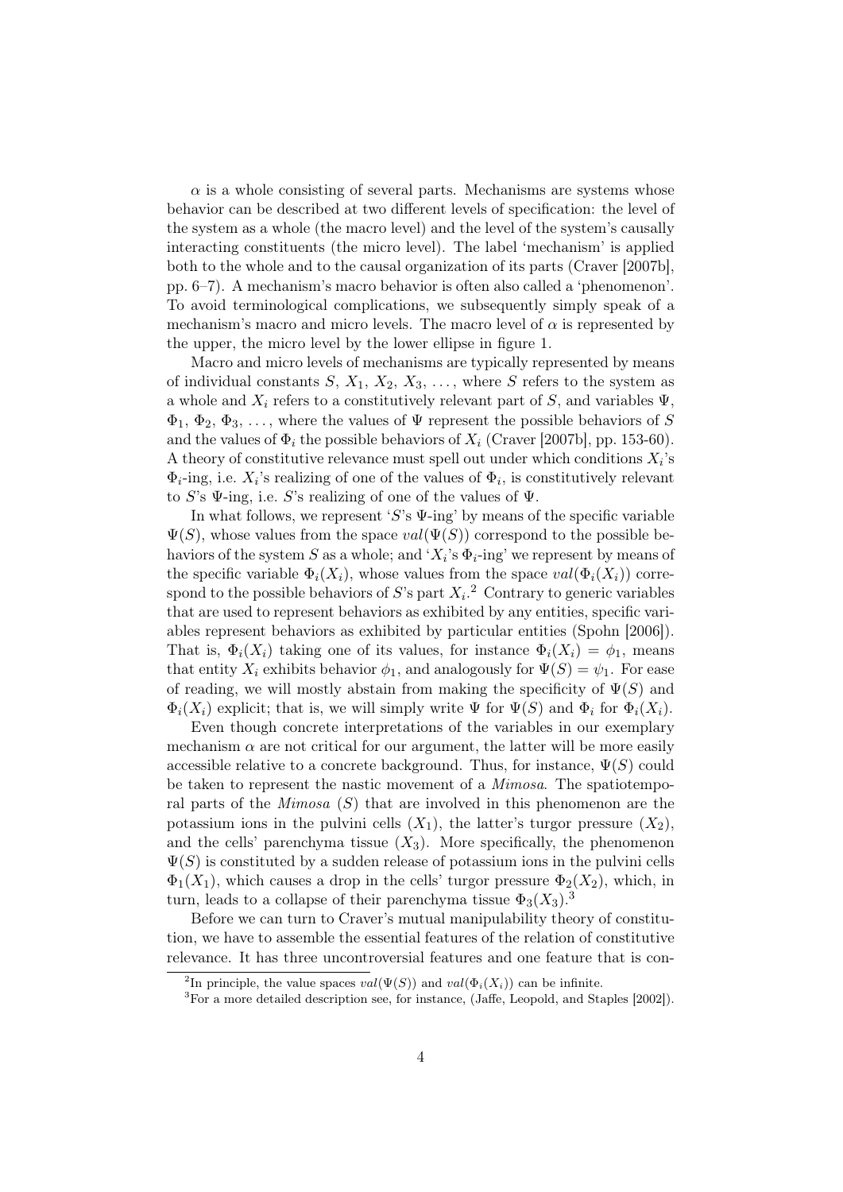$\alpha$ is a whole consisting of several parts. Mechanisms are systems whose behavior can be described at two different levels of specification: the level of the system as a whole (the macro level) and the level of the system's causally interacting constituents (the micro level). The label 'mechanism' is applied both to the whole and to the causal organization of its parts (Craver [2007b], pp. 6–7). A mechanism's macro behavior is often also called a 'phenomenon'. To avoid terminological complications, we subsequently simply speak of a mechanism's macro and micro levels. The macro level of $\alpha$ is represented by the upper, the micro level by the lower ellipse in figure 1.

Macro and micro levels of mechanisms are typically represented by means of individual constants $S$, $X_1$, $X_2$, $X_3$, $\ldots$, where $S$ refers to the system as a whole and $X_i$ refers to a constitutively relevant part of $S$, and variables $\Psi$, $\Phi_1$, $\Phi_2$, $\Phi_3$, $\ldots$, where the values of $\Psi$ represent the possible behaviors of $S$ and the values of $\Phi_i$ the possible behaviors of $X_i$ (Craver [2007b], pp. 153-60). A theory of constitutive relevance must spell out under which conditions $X_i$'s $\Phi_i$-ing, i.e. $X_i$'s realizing of one of the values of $\Phi_i$, is constitutively relevant to $S$'s $\Psi$-ing, i.e. $S$'s realizing of one of the values of $\Psi$.

In what follows, we represent '$S$'s $\Psi$-ing' by means of the specific variable $\Psi(S)$, whose values from the space $val(\Psi(S))$ correspond to the possible behaviors of the system $S$ as a whole; and '$X_i$'s $\Phi_i$-ing' we represent by means of the specific variable $\Phi_i(X_i)$, whose values from the space $val(\Phi_i(X_i))$ correspond to the possible behaviors of $S$'s part $X_i$.[2] Contrary to generic variables that are used to represent behaviors as exhibited by any entities, specific variables represent behaviors as exhibited by particular entities (Spohn [2006]). That is, $\Phi_i(X_i)$ taking one of its values, for instance $\Phi_i(X_i) = \phi_1$, means that entity $X_i$ exhibits behavior $\phi_1$, and analogously for $\Psi(S) = \psi_1$. For ease of reading, we will mostly abstain from making the specificity of $\Psi(S)$ and $\Phi_i(X_i)$ explicit; that is, we will simply write $\Psi$ for $\Psi(S)$ and $\Phi_i$ for $\Phi_i(X_i)$.

Even though concrete interpretations of the variables in our exemplary mechanism $\alpha$ are not critical for our argument, the latter will be more easily accessible relative to a concrete background. Thus, for instance, $\Psi(S)$ could be taken to represent the nastic movement of a *Mimosa*. The spatiotemporal parts of the *Mimosa* ($S$) that are involved in this phenomenon are the potassium ions in the pulvini cells ($X_1$), the latter's turgor pressure ($X_2$), and the cells' parenchyma tissue ($X_3$). More specifically, the phenomenon $\Psi(S)$ is constituted by a sudden release of potassium ions in the pulvini cells $\Phi_1(X_1)$, which causes a drop in the cells' turgor pressure $\Phi_2(X_2)$, which, in turn, leads to a collapse of their parenchyma tissue $\Phi_3(X_3)$.[3]

Before we can turn to Craver's mutual manipulability theory of constitution, we have to assemble the essential features of the relation of constitutive relevance. It has three uncontroversial features and one feature that is con-

[2] In principle, the value spaces $val(\Psi(S))$ and $val(\Phi_i(X_i))$ can be infinite.

[3] For a more detailed description see, for instance, (Jaffe, Leopold, and Staples [2002]).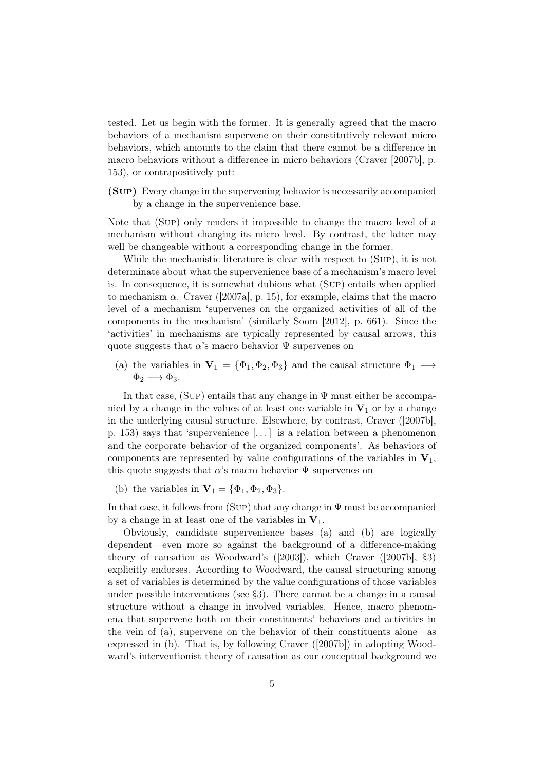tested. Let us begin with the former. It is generally agreed that the macro behaviors of a mechanism supervene on their constitutively relevant micro behaviors, which amounts to the claim that there cannot be a difference in macro behaviors without a difference in micro behaviors (Craver [2007b], p. 153), or contrapositively put:

**(Sup)** Every change in the supervening behavior is necessarily accompanied by a change in the supervenience base.

Note that (Sup) only renders it impossible to change the macro level of a mechanism without changing its micro level. By contrast, the latter may well be changeable without a corresponding change in the former.

While the mechanistic literature is clear with respect to (Sup), it is not determinate about what the supervenience base of a mechanism's macro level is. In consequence, it is somewhat dubious what (Sup) entails when applied to mechanism $\alpha$. Craver ([2007a], p. 15), for example, claims that the macro level of a mechanism 'supervenes on the organized activities of all of the components in the mechanism' (similarly Soom [2012], p. 661). Since the 'activities' in mechanisms are typically represented by causal arrows, this quote suggests that $\alpha$'s macro behavior $\Psi$ supervenes on

(a) the variables in $\mathbf{V}_1 = \{\Phi_1, \Phi_2, \Phi_3\}$ and the causal structure $\Phi_1 \longrightarrow \Phi_2 \longrightarrow \Phi_3$.

In that case, (Sup) entails that any change in $\Psi$ must either be accompanied by a change in the values of at least one variable in $\mathbf{V}_1$ or by a change in the underlying causal structure. Elsewhere, by contrast, Craver ([2007b], p. 153) says that 'supervenience [...] is a relation between a phenomenon and the corporate behavior of the organized components'. As behaviors of components are represented by value configurations of the variables in $\mathbf{V}_1$, this quote suggests that $\alpha$'s macro behavior $\Psi$ supervenes on

(b) the variables in $\mathbf{V}_1 = \{\Phi_1, \Phi_2, \Phi_3\}$.

In that case, it follows from (Sup) that any change in $\Psi$ must be accompanied by a change in at least one of the variables in $\mathbf{V}_1$.

Obviously, candidate supervenience bases (a) and (b) are logically dependent—even more so against the background of a difference-making theory of causation as Woodward's ([2003]), which Craver ([2007b], §3) explicitly endorses. According to Woodward, the causal structuring among a set of variables is determined by the value configurations of those variables under possible interventions (see §3). There cannot be a change in a causal structure without a change in involved variables. Hence, macro phenomena that supervene both on their constituents' behaviors and activities in the vein of (a), supervene on the behavior of their constituents alone—as expressed in (b). That is, by following Craver ([2007b]) in adopting Woodward's interventionist theory of causation as our conceptual background we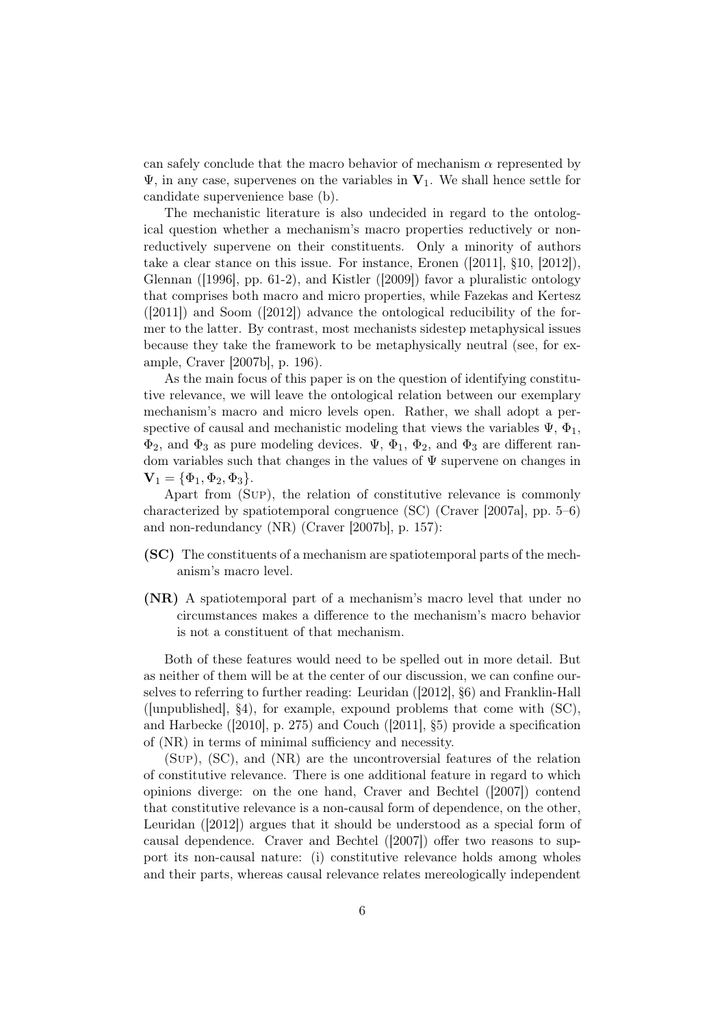can safely conclude that the macro behavior of mechanism $\alpha$ represented by $\Psi$, in any case, supervenes on the variables in $\mathbf{V}_1$. We shall hence settle for candidate supervenience base (b).

The mechanistic literature is also undecided in regard to the ontological question whether a mechanism's macro properties reductively or non-reductively supervene on their constituents. Only a minority of authors take a clear stance on this issue. For instance, Eronen ([2011], §10, [2012]), Glennan ([1996], pp. 61-2), and Kistler ([2009]) favor a pluralistic ontology that comprises both macro and micro properties, while Fazekas and Kertesz ([2011]) and Soom ([2012]) advance the ontological reducibility of the former to the latter. By contrast, most mechanists sidestep metaphysical issues because they take the framework to be metaphysically neutral (see, for example, Craver [2007b], p. 196).

As the main focus of this paper is on the question of identifying constitutive relevance, we will leave the ontological relation between our exemplary mechanism's macro and micro levels open. Rather, we shall adopt a perspective of causal and mechanistic modeling that views the variables $\Psi$, $\Phi_1$, $\Phi_2$, and $\Phi_3$ as pure modeling devices. $\Psi$, $\Phi_1$, $\Phi_2$, and $\Phi_3$ are different random variables such that changes in the values of $\Psi$ supervene on changes in $\mathbf{V}_1 = \{\Phi_1, \Phi_2, \Phi_3\}$.

Apart from (Sup), the relation of constitutive relevance is commonly characterized by spatiotemporal congruence (SC) (Craver [2007a], pp. 5–6) and non-redundancy (NR) (Craver [2007b], p. 157):

- **(SC)** The constituents of a mechanism are spatiotemporal parts of the mechanism's macro level.
- **(NR)** A spatiotemporal part of a mechanism's macro level that under no circumstances makes a difference to the mechanism's macro behavior is not a constituent of that mechanism.

Both of these features would need to be spelled out in more detail. But as neither of them will be at the center of our discussion, we can confine ourselves to referring to further reading: Leuridan ([2012], §6) and Franklin-Hall ([unpublished], §4), for example, expound problems that come with (SC), and Harbecke ([2010], p. 275) and Couch ([2011], §5) provide a specification of (NR) in terms of minimal sufficiency and necessity.

(Sup), (SC), and (NR) are the uncontroversial features of the relation of constitutive relevance. There is one additional feature in regard to which opinions diverge: on the one hand, Craver and Bechtel ([2007]) contend that constitutive relevance is a non-causal form of dependence, on the other, Leuridan ([2012]) argues that it should be understood as a special form of causal dependence. Craver and Bechtel ([2007]) offer two reasons to support its non-causal nature: (i) constitutive relevance holds among wholes and their parts, whereas causal relevance relates mereologically independent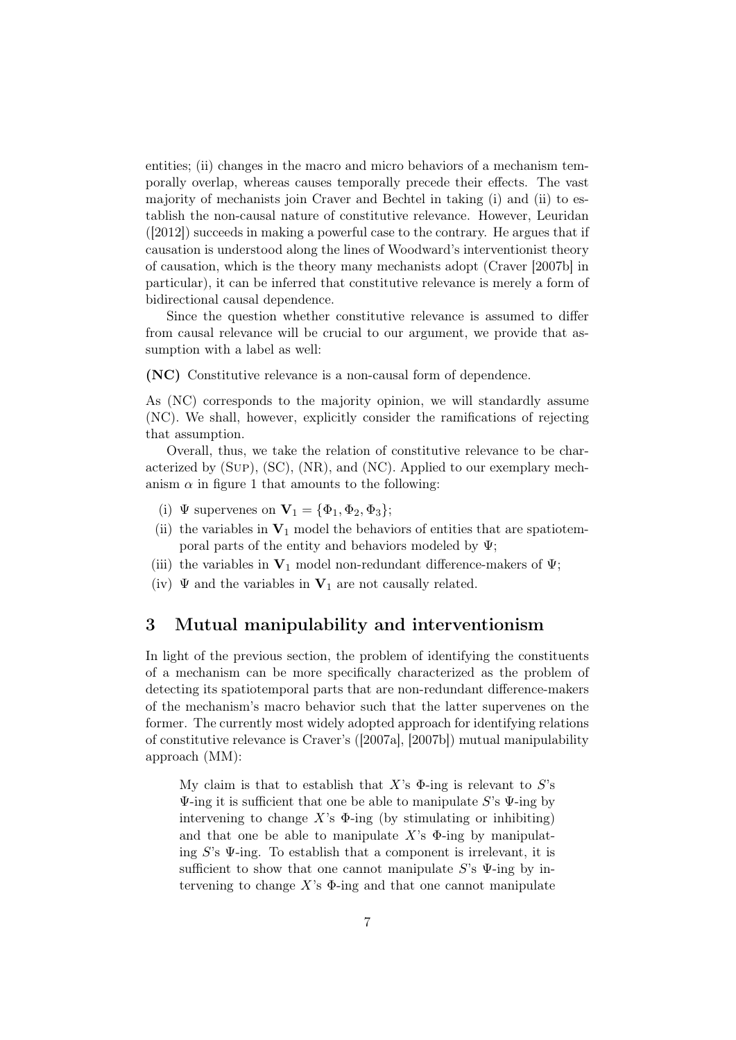entities; (ii) changes in the macro and micro behaviors of a mechanism temporally overlap, whereas causes temporally precede their effects. The vast majority of mechanists join Craver and Bechtel in taking (i) and (ii) to establish the non-causal nature of constitutive relevance. However, Leuridan ([2012]) succeeds in making a powerful case to the contrary. He argues that if causation is understood along the lines of Woodward's interventionist theory of causation, which is the theory many mechanists adopt (Craver [2007b] in particular), it can be inferred that constitutive relevance is merely a form of bidirectional causal dependence.

Since the question whether constitutive relevance is assumed to differ from causal relevance will be crucial to our argument, we provide that assumption with a label as well:

**(NC)** Constitutive relevance is a non-causal form of dependence.

As (NC) corresponds to the majority opinion, we will standardly assume (NC). We shall, however, explicitly consider the ramifications of rejecting that assumption.

Overall, thus, we take the relation of constitutive relevance to be characterized by (Sup), (SC), (NR), and (NC). Applied to our exemplary mechanism $\alpha$ in figure 1 that amounts to the following:

(i) $\Psi$ supervenes on $\mathbf{V}_1 = \{\Phi_1, \Phi_2, \Phi_3\}$;

(ii) the variables in $\mathbf{V}_1$ model the behaviors of entities that are spatiotemporal parts of the entity and behaviors modeled by $\Psi$;

(iii) the variables in $\mathbf{V}_1$ model non-redundant difference-makers of $\Psi$;

(iv) $\Psi$ and the variables in $\mathbf{V}_1$ are not causally related.

## 3 Mutual manipulability and interventionism

In light of the previous section, the problem of identifying the constituents of a mechanism can be more specifically characterized as the problem of detecting its spatiotemporal parts that are non-redundant difference-makers of the mechanism's macro behavior such that the latter supervenes on the former. The currently most widely adopted approach for identifying relations of constitutive relevance is Craver's ([2007a], [2007b]) mutual manipulability approach (MM):

> My claim is that to establish that $X$'s $\Phi$-ing is relevant to $S$'s $\Psi$-ing it is sufficient that one be able to manipulate $S$'s $\Psi$-ing by intervening to change $X$'s $\Phi$-ing (by stimulating or inhibiting) and that one be able to manipulate $X$'s $\Phi$-ing by manipulating $S$'s $\Psi$-ing. To establish that a component is irrelevant, it is sufficient to show that one cannot manipulate $S$'s $\Psi$-ing by intervening to change $X$'s $\Phi$-ing and that one cannot manipulate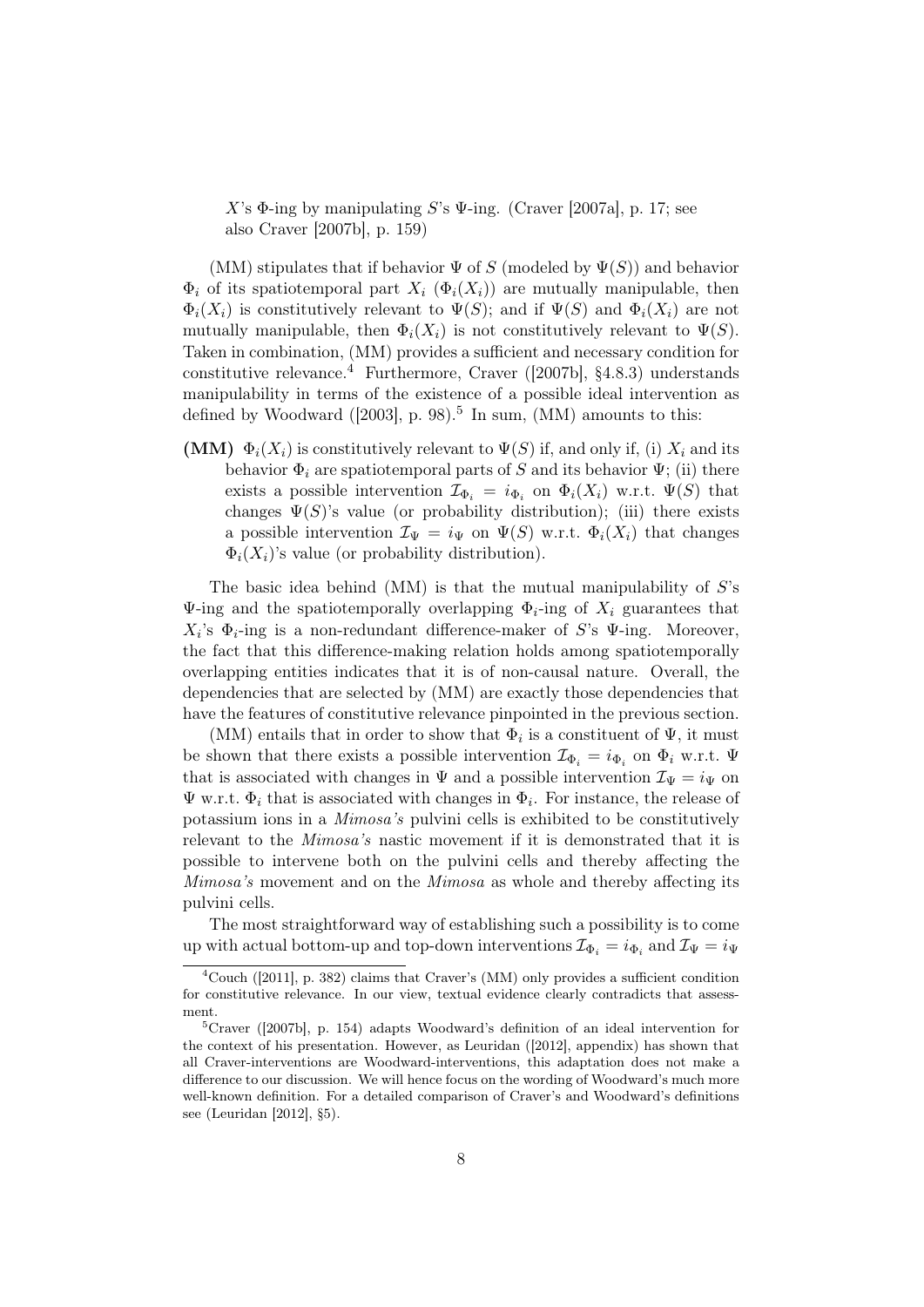> $X$'s $\Phi$-ing by manipulating $S$'s $\Psi$-ing. (Craver [2007a], p. 17; see also Craver [2007b], p. 159)

(MM) stipulates that if behavior $\Psi$ of $S$ (modeled by $\Psi(S)$) and behavior $\Phi_i$ of its spatiotemporal part $X_i$ ($\Phi_i(X_i)$) are mutually manipulable, then $\Phi_i(X_i)$ is constitutively relevant to $\Psi(S)$; and if $\Psi(S)$ and $\Phi_i(X_i)$ are not mutually manipulable, then $\Phi_i(X_i)$ is not constitutively relevant to $\Psi(S)$. Taken in combination, (MM) provides a sufficient and necessary condition for constitutive relevance.[4] Furthermore, Craver ([2007b], §4.8.3) understands manipulability in terms of the existence of a possible ideal intervention as defined by Woodward ([2003], p. 98).[5] In sum, (MM) amounts to this:

**(MM)** $\Phi_i(X_i)$ is constitutively relevant to $\Psi(S)$ if, and only if, (i) $X_i$ and its behavior $\Phi_i$ are spatiotemporal parts of $S$ and its behavior $\Psi$; (ii) there exists a possible intervention $\mathcal{I}_{\Phi_i} = i_{\Phi_i}$ on $\Phi_i(X_i)$ w.r.t. $\Psi(S)$ that changes $\Psi(S)$'s value (or probability distribution); (iii) there exists a possible intervention $\mathcal{I}_{\Psi} = i_{\Psi}$ on $\Psi(S)$ w.r.t. $\Phi_i(X_i)$ that changes $\Phi_i(X_i)$'s value (or probability distribution).

The basic idea behind (MM) is that the mutual manipulability of $S$'s $\Psi$-ing and the spatiotemporally overlapping $\Phi_i$-ing of $X_i$ guarantees that $X_i$'s $\Phi_i$-ing is a non-redundant difference-maker of $S$'s $\Psi$-ing. Moreover, the fact that this difference-making relation holds among spatiotemporally overlapping entities indicates that it is of non-causal nature. Overall, the dependencies that are selected by (MM) are exactly those dependencies that have the features of constitutive relevance pinpointed in the previous section.

(MM) entails that in order to show that $\Phi_i$ is a constituent of $\Psi$, it must be shown that there exists a possible intervention $\mathcal{I}_{\Phi_i} = i_{\Phi_i}$ on $\Phi_i$ w.r.t. $\Psi$ that is associated with changes in $\Psi$ and a possible intervention $\mathcal{I}_{\Psi} = i_{\Psi}$ on $\Psi$ w.r.t. $\Phi_i$ that is associated with changes in $\Phi_i$. For instance, the release of potassium ions in a *Mimosa's* pulvini cells is exhibited to be constitutively relevant to the *Mimosa's* nastic movement if it is demonstrated that it is possible to intervene both on the pulvini cells and thereby affecting the *Mimosa's* movement and on the *Mimosa* as whole and thereby affecting its pulvini cells.

The most straightforward way of establishing such a possibility is to come up with actual bottom-up and top-down interventions $\mathcal{I}_{\Phi_i} = i_{\Phi_i}$ and $\mathcal{I}_{\Psi} = i_{\Psi}$

---

[4] Couch ([2011], p. 382) claims that Craver's (MM) only provides a sufficient condition for constitutive relevance. In our view, textual evidence clearly contradicts that assessment.

[5] Craver ([2007b], p. 154) adapts Woodward's definition of an ideal intervention for the context of his presentation. However, as Leuridan ([2012], appendix) has shown that all Craver-interventions are Woodward-interventions, this adaptation does not make a difference to our discussion. We will hence focus on the wording of Woodward's much more well-known definition. For a detailed comparison of Craver's and Woodward's definitions see (Leuridan [2012], §5).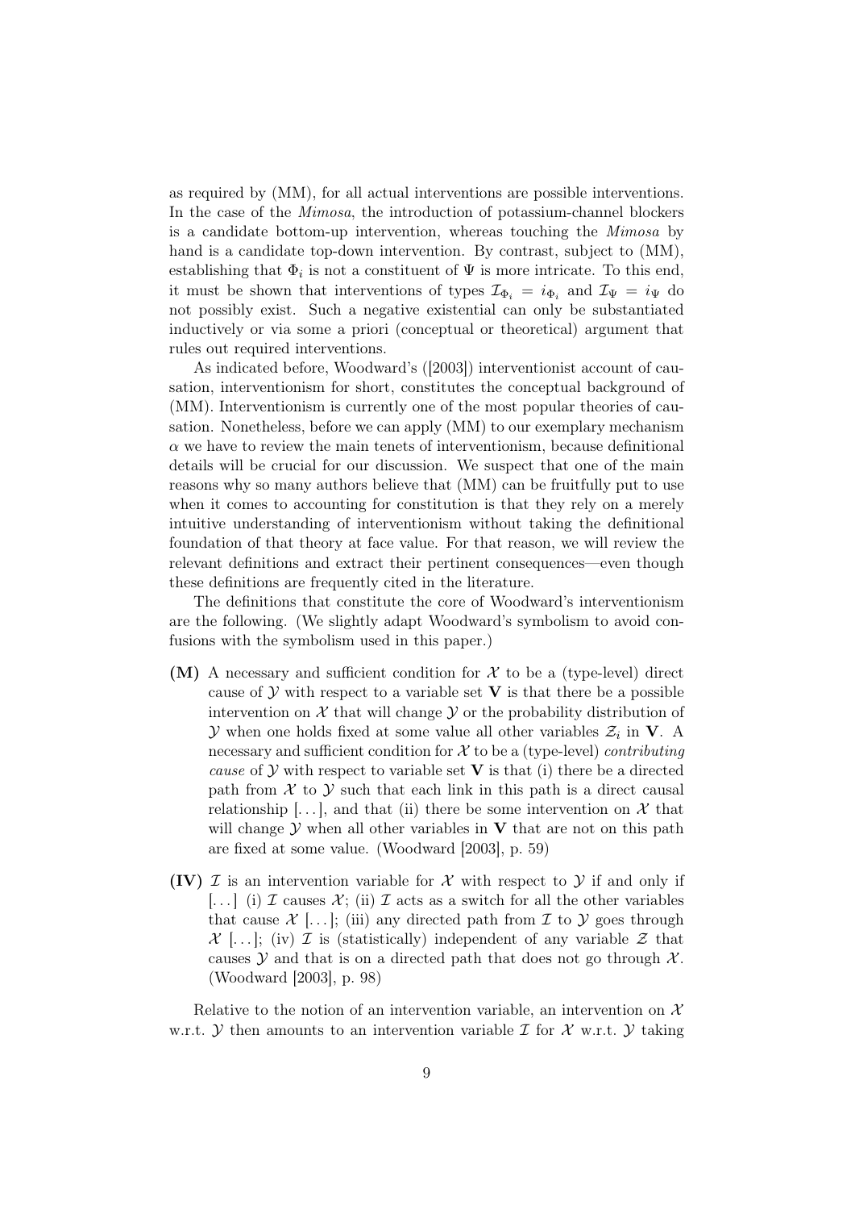as required by (MM), for all actual interventions are possible interventions. In the case of the *Mimosa*, the introduction of potassium-channel blockers is a candidate bottom-up intervention, whereas touching the *Mimosa* by hand is a candidate top-down intervention. By contrast, subject to (MM), establishing that $\Phi_i$ is not a constituent of $\Psi$ is more intricate. To this end, it must be shown that interventions of types $\mathcal{I}_{\Phi_i} = i_{\Phi_i}$ and $\mathcal{I}_\Psi = i_\Psi$ do not possibly exist. Such a negative existential can only be substantiated inductively or via some a priori (conceptual or theoretical) argument that rules out required interventions.

As indicated before, Woodward's ([2003]) interventionist account of causation, interventionism for short, constitutes the conceptual background of (MM). Interventionism is currently one of the most popular theories of causation. Nonetheless, before we can apply (MM) to our exemplary mechanism $\alpha$ we have to review the main tenets of interventionism, because definitional details will be crucial for our discussion. We suspect that one of the main reasons why so many authors believe that (MM) can be fruitfully put to use when it comes to accounting for constitution is that they rely on a merely intuitive understanding of interventionism without taking the definitional foundation of that theory at face value. For that reason, we will review the relevant definitions and extract their pertinent consequences—even though these definitions are frequently cited in the literature.

The definitions that constitute the core of Woodward's interventionism are the following. (We slightly adapt Woodward's symbolism to avoid confusions with the symbolism used in this paper.)

- **(M)** A necessary and sufficient condition for $\mathcal{X}$ to be a (type-level) direct cause of $\mathcal{Y}$ with respect to a variable set $\mathbf{V}$ is that there be a possible intervention on $\mathcal{X}$ that will change $\mathcal{Y}$ or the probability distribution of $\mathcal{Y}$ when one holds fixed at some value all other variables $\mathcal{Z}_i$ in $\mathbf{V}$. A necessary and sufficient condition for $\mathcal{X}$ to be a (type-level) *contributing cause* of $\mathcal{Y}$ with respect to variable set $\mathbf{V}$ is that (i) there be a directed path from $\mathcal{X}$ to $\mathcal{Y}$ such that each link in this path is a direct causal relationship [...], and that (ii) there be some intervention on $\mathcal{X}$ that will change $\mathcal{Y}$ when all other variables in $\mathbf{V}$ that are not on this path are fixed at some value. (Woodward [2003], p. 59)

- **(IV)** $\mathcal{I}$ is an intervention variable for $\mathcal{X}$ with respect to $\mathcal{Y}$ if and only if [...] (i) $\mathcal{I}$ causes $\mathcal{X}$; (ii) $\mathcal{I}$ acts as a switch for all the other variables that cause $\mathcal{X}$ [...]; (iii) any directed path from $\mathcal{I}$ to $\mathcal{Y}$ goes through $\mathcal{X}$ [...]; (iv) $\mathcal{I}$ is (statistically) independent of any variable $\mathcal{Z}$ that causes $\mathcal{Y}$ and that is on a directed path that does not go through $\mathcal{X}$. (Woodward [2003], p. 98)

Relative to the notion of an intervention variable, an intervention on $\mathcal{X}$ w.r.t. $\mathcal{Y}$ then amounts to an intervention variable $\mathcal{I}$ for $\mathcal{X}$ w.r.t. $\mathcal{Y}$ taking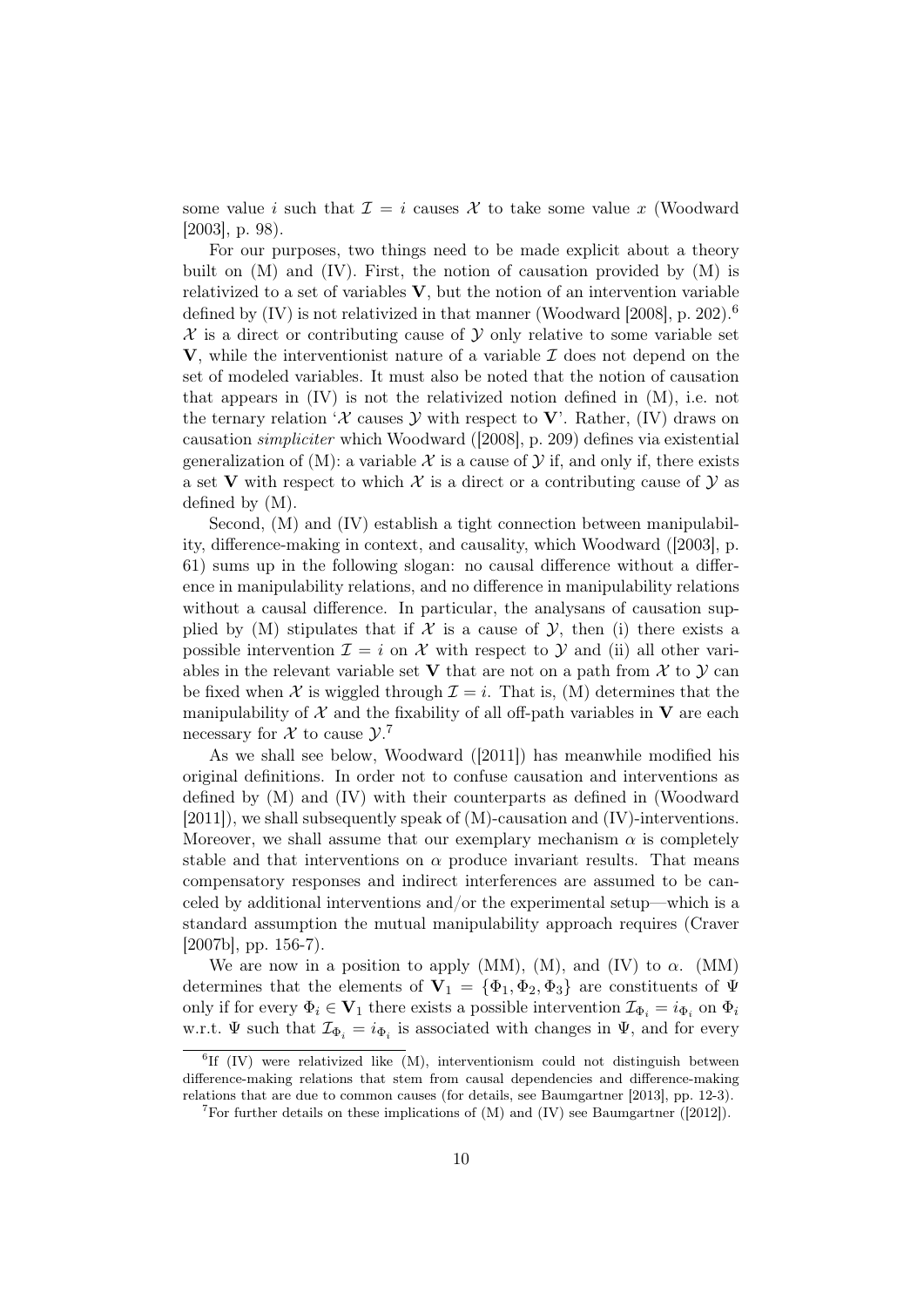some value $i$ such that $\mathcal{I} = i$ causes $\mathcal{X}$ to take some value $x$ (Woodward [2003], p. 98).

For our purposes, two things need to be made explicit about a theory built on (M) and (IV). First, the notion of causation provided by (M) is relativized to a set of variables $\mathbf{V}$, but the notion of an intervention variable defined by (IV) is not relativized in that manner (Woodward [2008], p. 202).[6] $\mathcal{X}$ is a direct or contributing cause of $\mathcal{Y}$ only relative to some variable set $\mathbf{V}$, while the interventionist nature of a variable $\mathcal{I}$ does not depend on the set of modeled variables. It must also be noted that the notion of causation that appears in (IV) is not the relativized notion defined in (M), i.e. not the ternary relation '$\mathcal{X}$ causes $\mathcal{Y}$ with respect to $\mathbf{V}$'. Rather, (IV) draws on causation *simpliciter* which Woodward ([2008], p. 209) defines via existential generalization of (M): a variable $\mathcal{X}$ is a cause of $\mathcal{Y}$ if, and only if, there exists a set $\mathbf{V}$ with respect to which $\mathcal{X}$ is a direct or a contributing cause of $\mathcal{Y}$ as defined by (M).

Second, (M) and (IV) establish a tight connection between manipulability, difference-making in context, and causality, which Woodward ([2003], p. 61) sums up in the following slogan: no causal difference without a difference in manipulability relations, and no difference in manipulability relations without a causal difference. In particular, the analysans of causation supplied by (M) stipulates that if $\mathcal{X}$ is a cause of $\mathcal{Y}$, then (i) there exists a possible intervention $\mathcal{I} = i$ on $\mathcal{X}$ with respect to $\mathcal{Y}$ and (ii) all other variables in the relevant variable set $\mathbf{V}$ that are not on a path from $\mathcal{X}$ to $\mathcal{Y}$ can be fixed when $\mathcal{X}$ is wiggled through $\mathcal{I} = i$. That is, (M) determines that the manipulability of $\mathcal{X}$ and the fixability of all off-path variables in $\mathbf{V}$ are each necessary for $\mathcal{X}$ to cause $\mathcal{Y}$.[7]

As we shall see below, Woodward ([2011]) has meanwhile modified his original definitions. In order not to confuse causation and interventions as defined by (M) and (IV) with their counterparts as defined in (Woodward [2011]), we shall subsequently speak of (M)-causation and (IV)-interventions. Moreover, we shall assume that our exemplary mechanism $\alpha$ is completely stable and that interventions on $\alpha$ produce invariant results. That means compensatory responses and indirect interferences are assumed to be canceled by additional interventions and/or the experimental setup—which is a standard assumption the mutual manipulability approach requires (Craver [2007b], pp. 156-7).

We are now in a position to apply (MM), (M), and (IV) to $\alpha$. (MM) determines that the elements of $\mathbf{V}_1 = \{\Phi_1, \Phi_2, \Phi_3\}$ are constituents of $\Psi$ only if for every $\Phi_i \in \mathbf{V}_1$ there exists a possible intervention $\mathcal{I}_{\Phi_i} = i_{\Phi_i}$ on $\Phi_i$ w.r.t. $\Psi$ such that $\mathcal{I}_{\Phi_i} = i_{\Phi_i}$ is associated with changes in $\Psi$, and for every

[6] If (IV) were relativized like (M), interventionism could not distinguish between difference-making relations that stem from causal dependencies and difference-making relations that are due to common causes (for details, see Baumgartner [2013], pp. 12-3).

[7] For further details on these implications of (M) and (IV) see Baumgartner ([2012]).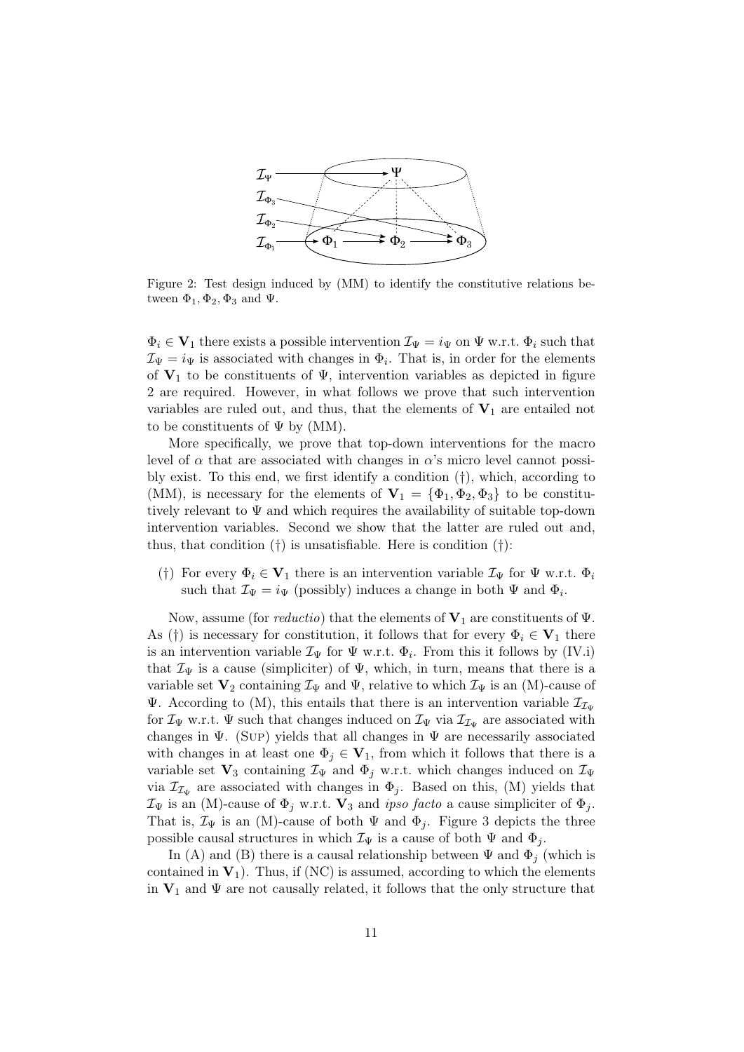Figure 2: Test design induced by (MM) to identify the constitutive relations between $\Phi_1, \Phi_2, \Phi_3$ and $\Psi$.

$\Phi_i \in \mathbf{V}_1$ there exists a possible intervention $\mathcal{I}_\Psi = i_\Psi$ on $\Psi$ w.r.t. $\Phi_i$ such that $\mathcal{I}_\Psi = i_\Psi$ is associated with changes in $\Phi_i$. That is, in order for the elements of $\mathbf{V}_1$ to be constituents of $\Psi$, intervention variables as depicted in figure 2 are required. However, in what follows we prove that such intervention variables are ruled out, and thus, that the elements of $\mathbf{V}_1$ are entailed not to be constituents of $\Psi$ by (MM).

More specifically, we prove that top-down interventions for the macro level of $\alpha$ that are associated with changes in $\alpha$'s micro level cannot possibly exist. To this end, we first identify a condition (†), which, according to (MM), is necessary for the elements of $\mathbf{V}_1 = \{\Phi_1, \Phi_2, \Phi_3\}$ to be constitutively relevant to $\Psi$ and which requires the availability of suitable top-down intervention variables. Second we show that the latter are ruled out and, thus, that condition (†) is unsatisfiable. Here is condition (†):

(†) For every $\Phi_i \in \mathbf{V}_1$ there is an intervention variable $\mathcal{I}_\Psi$ for $\Psi$ w.r.t. $\Phi_i$ such that $\mathcal{I}_\Psi = i_\Psi$ (possibly) induces a change in both $\Psi$ and $\Phi_i$.

Now, assume (for *reductio*) that the elements of $\mathbf{V}_1$ are constituents of $\Psi$. As (†) is necessary for constitution, it follows that for every $\Phi_i \in \mathbf{V}_1$ there is an intervention variable $\mathcal{I}_\Psi$ for $\Psi$ w.r.t. $\Phi_i$. From this it follows by (IV.i) that $\mathcal{I}_\Psi$ is a cause (simpliciter) of $\Psi$, which, in turn, means that there is a variable set $\mathbf{V}_2$ containing $\mathcal{I}_\Psi$ and $\Psi$, relative to which $\mathcal{I}_\Psi$ is an (M)-cause of $\Psi$. According to (M), this entails that there is an intervention variable $\mathcal{I}_{\mathcal{I}_\Psi}$ for $\mathcal{I}_\Psi$ w.r.t. $\Psi$ such that changes induced on $\mathcal{I}_\Psi$ via $\mathcal{I}_{\mathcal{I}_\Psi}$ are associated with changes in $\Psi$. (Sup) yields that all changes in $\Psi$ are necessarily associated with changes in at least one $\Phi_j \in \mathbf{V}_1$, from which it follows that there is a variable set $\mathbf{V}_3$ containing $\mathcal{I}_\Psi$ and $\Phi_j$ w.r.t. which changes induced on $\mathcal{I}_\Psi$ via $\mathcal{I}_{\mathcal{I}_\Psi}$ are associated with changes in $\Phi_j$. Based on this, (M) yields that $\mathcal{I}_\Psi$ is an (M)-cause of $\Phi_j$ w.r.t. $\mathbf{V}_3$ and *ipso facto* a cause simpliciter of $\Phi_j$. That is, $\mathcal{I}_\Psi$ is an (M)-cause of both $\Psi$ and $\Phi_j$. Figure 3 depicts the three possible causal structures in which $\mathcal{I}_\Psi$ is a cause of both $\Psi$ and $\Phi_j$.

In (A) and (B) there is a causal relationship between $\Psi$ and $\Phi_j$ (which is contained in $\mathbf{V}_1$). Thus, if (NC) is assumed, according to which the elements in $\mathbf{V}_1$ and $\Psi$ are not causally related, it follows that the only structure that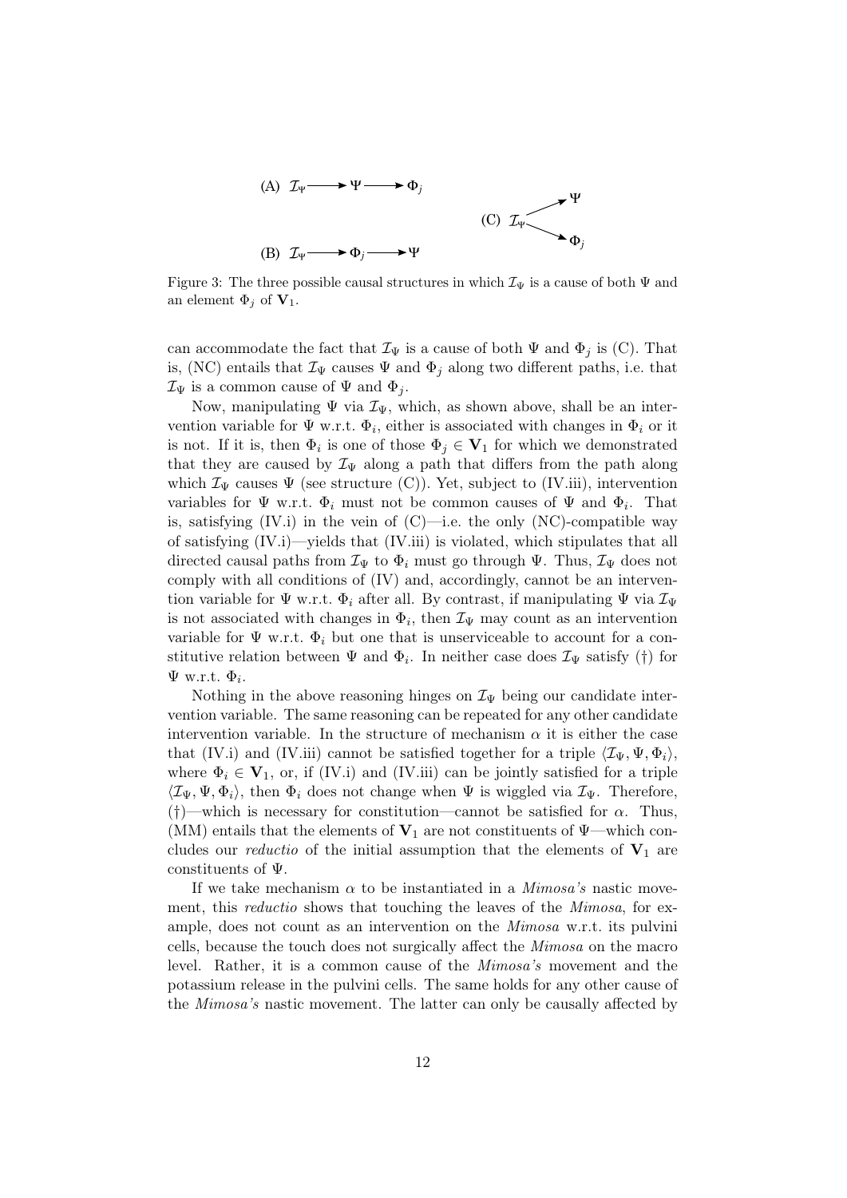(A) $\mathcal{I}_\Psi \longrightarrow \Psi \longrightarrow \Phi_j$

(B) $\mathcal{I}_\Psi \longrightarrow \Phi_j \longrightarrow \Psi$

(C) $\mathcal{I}_\Psi \longrightarrow \Psi$, $\mathcal{I}_\Psi \longrightarrow \Phi_j$

Figure 3: The three possible causal structures in which $\mathcal{I}_\Psi$ is a cause of both $\Psi$ and an element $\Phi_j$ of $\mathbf{V}_1$.

can accommodate the fact that $\mathcal{I}_\Psi$ is a cause of both $\Psi$ and $\Phi_j$ is (C). That is, (NC) entails that $\mathcal{I}_\Psi$ causes $\Psi$ and $\Phi_j$ along two different paths, i.e. that $\mathcal{I}_\Psi$ is a common cause of $\Psi$ and $\Phi_j$.

Now, manipulating $\Psi$ via $\mathcal{I}_\Psi$, which, as shown above, shall be an intervention variable for $\Psi$ w.r.t. $\Phi_i$, either is associated with changes in $\Phi_i$ or it is not. If it is, then $\Phi_i$ is one of those $\Phi_j \in \mathbf{V}_1$ for which we demonstrated that they are caused by $\mathcal{I}_\Psi$ along a path that differs from the path along which $\mathcal{I}_\Psi$ causes $\Psi$ (see structure (C)). Yet, subject to (IV.iii), intervention variables for $\Psi$ w.r.t. $\Phi_i$ must not be common causes of $\Psi$ and $\Phi_i$. That is, satisfying (IV.i) in the vein of (C)—i.e. the only (NC)-compatible way of satisfying (IV.i)—yields that (IV.iii) is violated, which stipulates that all directed causal paths from $\mathcal{I}_\Psi$ to $\Phi_i$ must go through $\Psi$. Thus, $\mathcal{I}_\Psi$ does not comply with all conditions of (IV) and, accordingly, cannot be an intervention variable for $\Psi$ w.r.t. $\Phi_i$ after all. By contrast, if manipulating $\Psi$ via $\mathcal{I}_\Psi$ is not associated with changes in $\Phi_i$, then $\mathcal{I}_\Psi$ may count as an intervention variable for $\Psi$ w.r.t. $\Phi_i$ but one that is unserviceable to account for a constitutive relation between $\Psi$ and $\Phi_i$. In neither case does $\mathcal{I}_\Psi$ satisfy (†) for $\Psi$ w.r.t. $\Phi_i$.

Nothing in the above reasoning hinges on $\mathcal{I}_\Psi$ being our candidate intervention variable. The same reasoning can be repeated for any other candidate intervention variable. In the structure of mechanism $\alpha$ it is either the case that (IV.i) and (IV.iii) cannot be satisfied together for a triple $\langle \mathcal{I}_\Psi, \Psi, \Phi_i \rangle$, where $\Phi_i \in \mathbf{V}_1$, or, if (IV.i) and (IV.iii) can be jointly satisfied for a triple $\langle \mathcal{I}_\Psi, \Psi, \Phi_i \rangle$, then $\Phi_i$ does not change when $\Psi$ is wiggled via $\mathcal{I}_\Psi$. Therefore, (†)—which is necessary for constitution—cannot be satisfied for $\alpha$. Thus, (MM) entails that the elements of $\mathbf{V}_1$ are not constituents of $\Psi$—which concludes our *reductio* of the initial assumption that the elements of $\mathbf{V}_1$ are constituents of $\Psi$.

If we take mechanism $\alpha$ to be instantiated in a *Mimosa's* nastic movement, this *reductio* shows that touching the leaves of the *Mimosa*, for example, does not count as an intervention on the *Mimosa* w.r.t. its pulvini cells, because the touch does not surgically affect the *Mimosa* on the macro level. Rather, it is a common cause of the *Mimosa's* movement and the potassium release in the pulvini cells. The same holds for any other cause of the *Mimosa's* nastic movement. The latter can only be causally affected by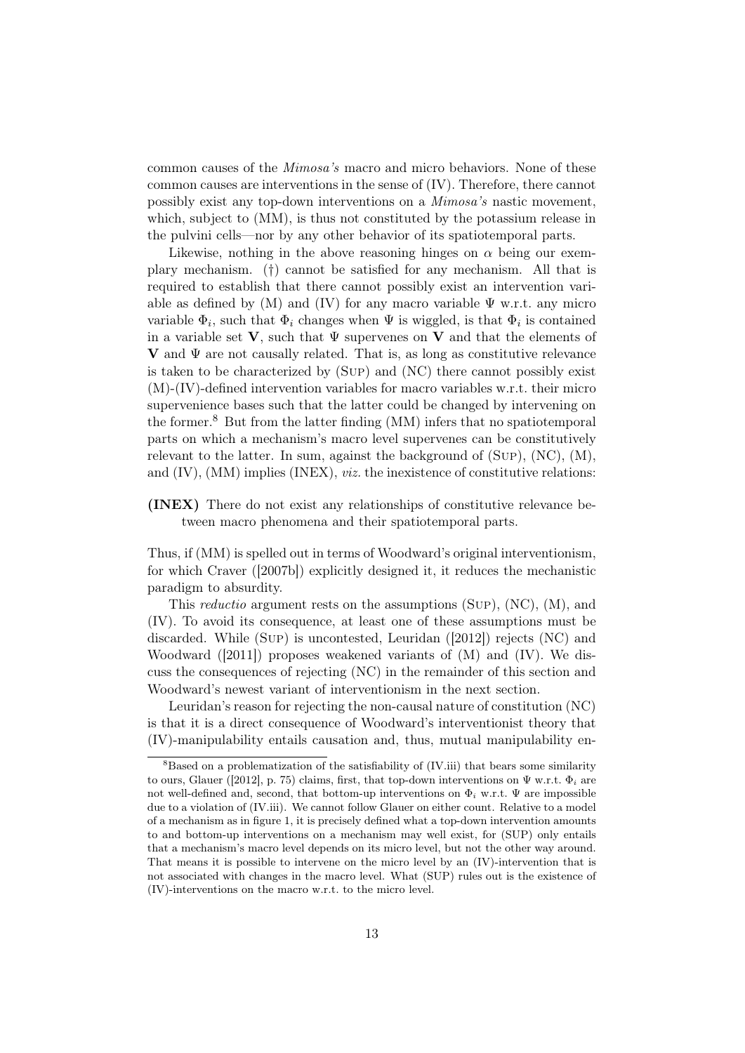common causes of the *Mimosa's* macro and micro behaviors. None of these common causes are interventions in the sense of (IV). Therefore, there cannot possibly exist any top-down interventions on a *Mimosa's* nastic movement, which, subject to (MM), is thus not constituted by the potassium release in the pulvini cells—nor by any other behavior of its spatiotemporal parts.

Likewise, nothing in the above reasoning hinges on $\alpha$ being our exemplary mechanism. (†) cannot be satisfied for any mechanism. All that is required to establish that there cannot possibly exist an intervention variable as defined by (M) and (IV) for any macro variable $\Psi$ w.r.t. any micro variable $\Phi_i$, such that $\Phi_i$ changes when $\Psi$ is wiggled, is that $\Phi_i$ is contained in a variable set $\mathbf{V}$, such that $\Psi$ supervenes on $\mathbf{V}$ and that the elements of $\mathbf{V}$ and $\Psi$ are not causally related. That is, as long as constitutive relevance is taken to be characterized by (Sup) and (NC) there cannot possibly exist (M)-(IV)-defined intervention variables for macro variables w.r.t. their micro supervenience bases such that the latter could be changed by intervening on the former.[8] But from the latter finding (MM) infers that no spatiotemporal parts on which a mechanism's macro level supervenes can be constitutively relevant to the latter. In sum, against the background of (Sup), (NC), (M), and (IV), (MM) implies (INEX), *viz.* the inexistence of constitutive relations:

**(INEX)** There do not exist any relationships of constitutive relevance between macro phenomena and their spatiotemporal parts.

Thus, if (MM) is spelled out in terms of Woodward's original interventionism, for which Craver ([2007b]) explicitly designed it, it reduces the mechanistic paradigm to absurdity.

This *reductio* argument rests on the assumptions (Sup), (NC), (M), and (IV). To avoid its consequence, at least one of these assumptions must be discarded. While (Sup) is uncontested, Leuridan ([2012]) rejects (NC) and Woodward ([2011]) proposes weakened variants of (M) and (IV). We discuss the consequences of rejecting (NC) in the remainder of this section and Woodward's newest variant of interventionism in the next section.

Leuridan's reason for rejecting the non-causal nature of constitution (NC) is that it is a direct consequence of Woodward's interventionist theory that (IV)-manipulability entails causation and, thus, mutual manipulability en-

---

[8] Based on a problematization of the satisfiability of (IV.iii) that bears some similarity to ours, Glauer ([2012], p. 75) claims, first, that top-down interventions on $\Psi$ w.r.t. $\Phi_i$ are not well-defined and, second, that bottom-up interventions on $\Phi_i$ w.r.t. $\Psi$ are impossible due to a violation of (IV.iii). We cannot follow Glauer on either count. Relative to a model of a mechanism as in figure 1, it is precisely defined what a top-down intervention amounts to and bottom-up interventions on a mechanism may well exist, for (SUP) only entails that a mechanism's macro level depends on its micro level, but not the other way around. That means it is possible to intervene on the micro level by an (IV)-intervention that is not associated with changes in the macro level. What (SUP) rules out is the existence of (IV)-interventions on the macro w.r.t. to the micro level.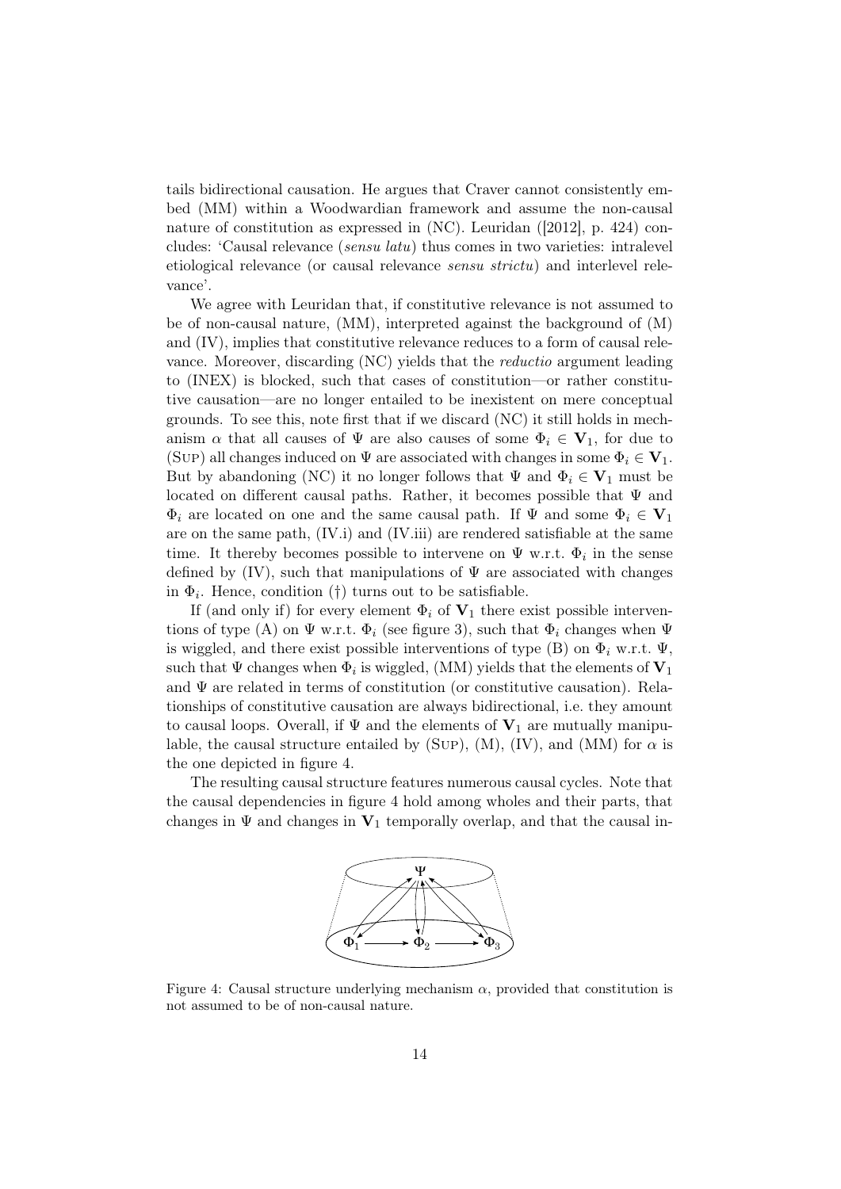tails bidirectional causation. He argues that Craver cannot consistently embed (MM) within a Woodwardian framework and assume the non-causal nature of constitution as expressed in (NC). Leuridan ([2012], p. 424) concludes: 'Causal relevance (*sensu latu*) thus comes in two varieties: intralevel etiological relevance (or causal relevance *sensu strictu*) and interlevel relevance'.

We agree with Leuridan that, if constitutive relevance is not assumed to be of non-causal nature, (MM), interpreted against the background of (M) and (IV), implies that constitutive relevance reduces to a form of causal relevance. Moreover, discarding (NC) yields that the *reductio* argument leading to (INEX) is blocked, such that cases of constitution—or rather constitutive causation—are no longer entailed to be inexistent on mere conceptual grounds. To see this, note first that if we discard (NC) it still holds in mechanism $\alpha$ that all causes of $\Psi$ are also causes of some $\Phi_i \in \mathbf{V}_1$, for due to (Sup) all changes induced on $\Psi$ are associated with changes in some $\Phi_i \in \mathbf{V}_1$. But by abandoning (NC) it no longer follows that $\Psi$ and $\Phi_i \in \mathbf{V}_1$ must be located on different causal paths. Rather, it becomes possible that $\Psi$ and $\Phi_i$ are located on one and the same causal path. If $\Psi$ and some $\Phi_i \in \mathbf{V}_1$ are on the same path, (IV.i) and (IV.iii) are rendered satisfiable at the same time. It thereby becomes possible to intervene on $\Psi$ w.r.t. $\Phi_i$ in the sense defined by (IV), such that manipulations of $\Psi$ are associated with changes in $\Phi_i$. Hence, condition (†) turns out to be satisfiable.

If (and only if) for every element $\Phi_i$ of $\mathbf{V}_1$ there exist possible interventions of type (A) on $\Psi$ w.r.t. $\Phi_i$ (see figure 3), such that $\Phi_i$ changes when $\Psi$ is wiggled, and there exist possible interventions of type (B) on $\Phi_i$ w.r.t. $\Psi$, such that $\Psi$ changes when $\Phi_i$ is wiggled, (MM) yields that the elements of $\mathbf{V}_1$ and $\Psi$ are related in terms of constitution (or constitutive causation). Relationships of constitutive causation are always bidirectional, i.e. they amount to causal loops. Overall, if $\Psi$ and the elements of $\mathbf{V}_1$ are mutually manipulable, the causal structure entailed by (Sup), (M), (IV), and (MM) for $\alpha$ is the one depicted in figure 4.

The resulting causal structure features numerous causal cycles. Note that the causal dependencies in figure 4 hold among wholes and their parts, that changes in $\Psi$ and changes in $\mathbf{V}_1$ temporally overlap, and that the causal in-

Figure 4: Causal structure underlying mechanism $\alpha$, provided that constitution is not assumed to be of non-causal nature.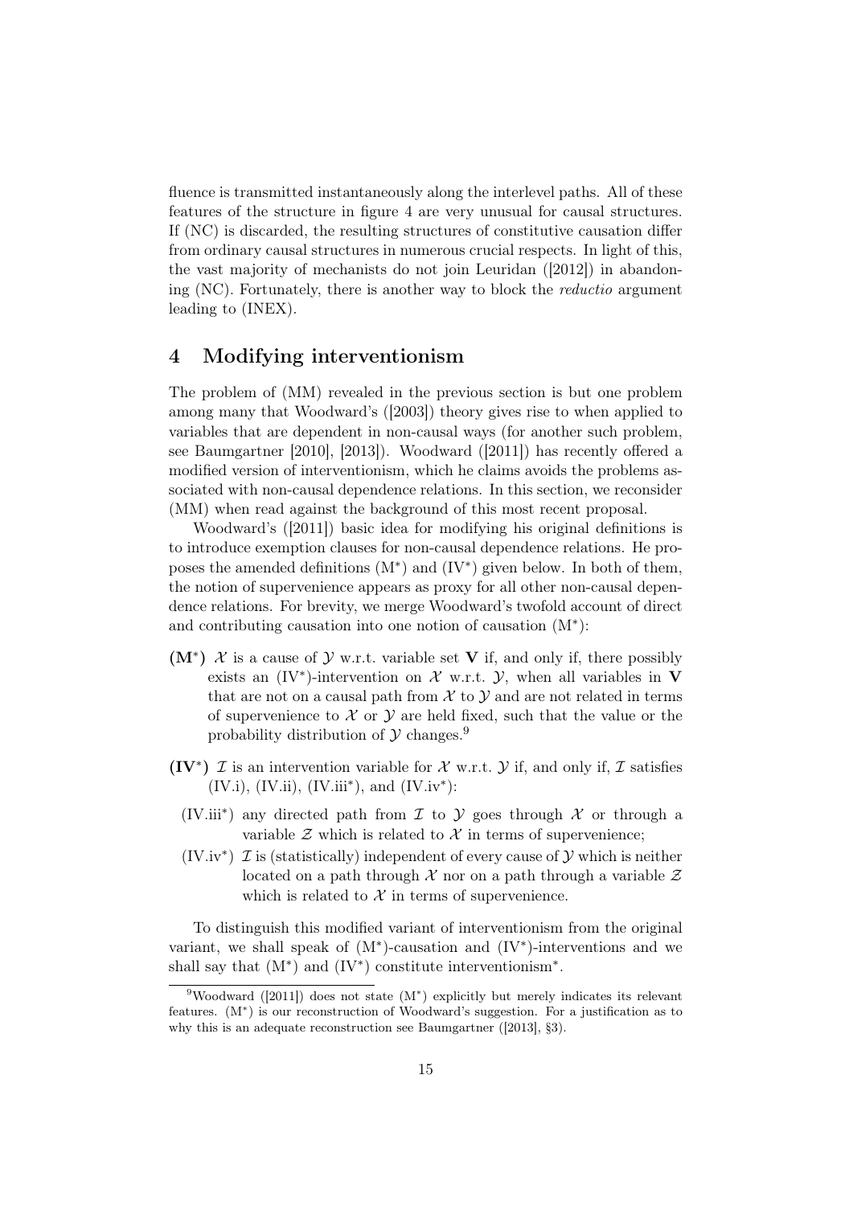fluence is transmitted instantaneously along the interlevel paths. All of these features of the structure in figure 4 are very unusual for causal structures. If (NC) is discarded, the resulting structures of constitutive causation differ from ordinary causal structures in numerous crucial respects. In light of this, the vast majority of mechanists do not join Leuridan ([2012]) in abandoning (NC). Fortunately, there is another way to block the *reductio* argument leading to (INEX).

## 4 Modifying interventionism

The problem of (MM) revealed in the previous section is but one problem among many that Woodward's ([2003]) theory gives rise to when applied to variables that are dependent in non-causal ways (for another such problem, see Baumgartner [2010], [2013]). Woodward ([2011]) has recently offered a modified version of interventionism, which he claims avoids the problems associated with non-causal dependence relations. In this section, we reconsider (MM) when read against the background of this most recent proposal.

Woodward's ([2011]) basic idea for modifying his original definitions is to introduce exemption clauses for non-causal dependence relations. He proposes the amended definitions (M*) and (IV*) given below. In both of them, the notion of supervenience appears as proxy for all other non-causal dependence relations. For brevity, we merge Woodward's twofold account of direct and contributing causation into one notion of causation (M*):

- **(M*)** $\mathcal{X}$ is a cause of $\mathcal{Y}$ w.r.t. variable set **V** if, and only if, there possibly exists an (IV*)-intervention on $\mathcal{X}$ w.r.t. $\mathcal{Y}$, when all variables in **V** that are not on a causal path from $\mathcal{X}$ to $\mathcal{Y}$ and are not related in terms of supervenience to $\mathcal{X}$ or $\mathcal{Y}$ are held fixed, such that the value or the probability distribution of $\mathcal{Y}$ changes.[9]

- **(IV*)** $\mathcal{I}$ is an intervention variable for $\mathcal{X}$ w.r.t. $\mathcal{Y}$ if, and only if, $\mathcal{I}$ satisfies (IV.i), (IV.ii), (IV.iii*), and (IV.iv*):
  - (IV.iii*) any directed path from $\mathcal{I}$ to $\mathcal{Y}$ goes through $\mathcal{X}$ or through a variable $\mathcal{Z}$ which is related to $\mathcal{X}$ in terms of supervenience;
  - (IV.iv*) $\mathcal{I}$ is (statistically) independent of every cause of $\mathcal{Y}$ which is neither located on a path through $\mathcal{X}$ nor on a path through a variable $\mathcal{Z}$ which is related to $\mathcal{X}$ in terms of supervenience.

To distinguish this modified variant of interventionism from the original variant, we shall speak of (M*)-causation and (IV*)-interventions and we shall say that (M*) and (IV*) constitute interventionism*.

[9] Woodward ([2011]) does not state (M*) explicitly but merely indicates its relevant features. (M*) is our reconstruction of Woodward's suggestion. For a justification as to why this is an adequate reconstruction see Baumgartner ([2013], §3).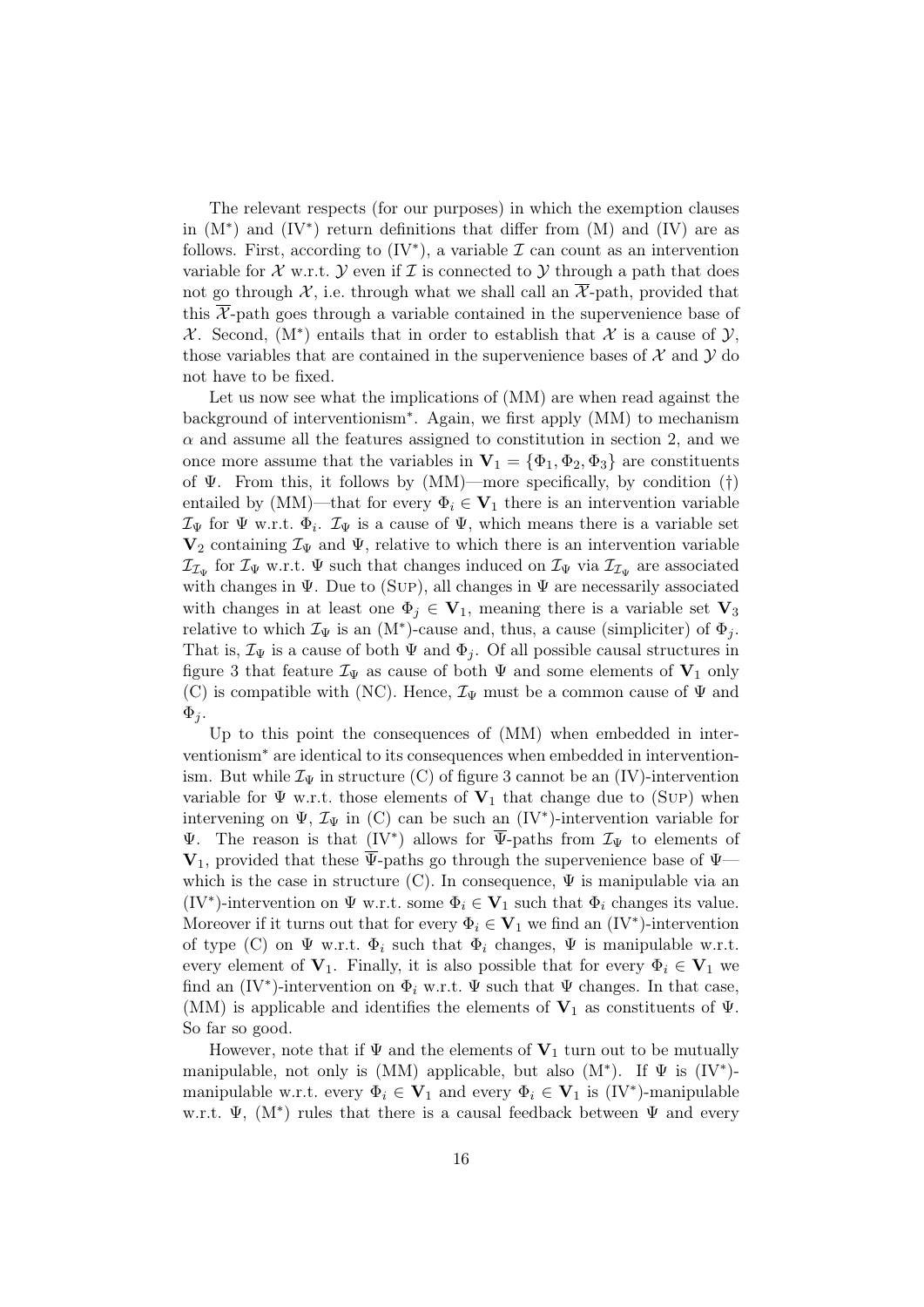The relevant respects (for our purposes) in which the exemption clauses in (M*) and (IV*) return definitions that differ from (M) and (IV) are as follows. First, according to (IV*), a variable $\mathcal{I}$ can count as an intervention variable for $\mathcal{X}$ w.r.t. $\mathcal{Y}$ even if $\mathcal{I}$ is connected to $\mathcal{Y}$ through a path that does not go through $\mathcal{X}$, i.e. through what we shall call an $\overline{\mathcal{X}}$-path, provided that this $\overline{\mathcal{X}}$-path goes through a variable contained in the supervenience base of $\mathcal{X}$. Second, (M*) entails that in order to establish that $\mathcal{X}$ is a cause of $\mathcal{Y}$, those variables that are contained in the supervenience bases of $\mathcal{X}$ and $\mathcal{Y}$ do not have to be fixed.

Let us now see what the implications of (MM) are when read against the background of interventionism*. Again, we first apply (MM) to mechanism $\alpha$ and assume all the features assigned to constitution in section 2, and we once more assume that the variables in $\mathbf{V}_1 = \{\Phi_1, \Phi_2, \Phi_3\}$ are constituents of $\Psi$. From this, it follows by (MM)—more specifically, by condition (†) entailed by (MM)—that for every $\Phi_i \in \mathbf{V}_1$ there is an intervention variable $\mathcal{I}_\Psi$ for $\Psi$ w.r.t. $\Phi_i$. $\mathcal{I}_\Psi$ is a cause of $\Psi$, which means there is a variable set $\mathbf{V}_2$ containing $\mathcal{I}_\Psi$ and $\Psi$, relative to which there is an intervention variable $\mathcal{I}_{\mathcal{I}_\Psi}$ for $\mathcal{I}_\Psi$ w.r.t. $\Psi$ such that changes induced on $\mathcal{I}_\Psi$ via $\mathcal{I}_{\mathcal{I}_\Psi}$ are associated with changes in $\Psi$. Due to (Sup), all changes in $\Psi$ are necessarily associated with changes in at least one $\Phi_j \in \mathbf{V}_1$, meaning there is a variable set $\mathbf{V}_3$ relative to which $\mathcal{I}_\Psi$ is an (M*)-cause and, thus, a cause (simpliciter) of $\Phi_j$. That is, $\mathcal{I}_\Psi$ is a cause of both $\Psi$ and $\Phi_j$. Of all possible causal structures in figure 3 that feature $\mathcal{I}_\Psi$ as cause of both $\Psi$ and some elements of $\mathbf{V}_1$ only (C) is compatible with (NC). Hence, $\mathcal{I}_\Psi$ must be a common cause of $\Psi$ and $\Phi_j$.

Up to this point the consequences of (MM) when embedded in interventionism* are identical to its consequences when embedded in interventionism. But while $\mathcal{I}_\Psi$ in structure (C) of figure 3 cannot be an (IV)-intervention variable for $\Psi$ w.r.t. those elements of $\mathbf{V}_1$ that change due to (Sup) when intervening on $\Psi$, $\mathcal{I}_\Psi$ in (C) can be such an (IV*)-intervention variable for $\Psi$. The reason is that (IV*) allows for $\overline{\Psi}$-paths from $\mathcal{I}_\Psi$ to elements of $\mathbf{V}_1$, provided that these $\overline{\Psi}$-paths go through the supervenience base of $\Psi$—which is the case in structure (C). In consequence, $\Psi$ is manipulable via an (IV*)-intervention on $\Psi$ w.r.t. some $\Phi_i \in \mathbf{V}_1$ such that $\Phi_i$ changes its value. Moreover if it turns out that for every $\Phi_i \in \mathbf{V}_1$ we find an (IV*)-intervention of type (C) on $\Psi$ w.r.t. $\Phi_i$ such that $\Phi_i$ changes, $\Psi$ is manipulable w.r.t. every element of $\mathbf{V}_1$. Finally, it is also possible that for every $\Phi_i \in \mathbf{V}_1$ we find an (IV*)-intervention on $\Phi_i$ w.r.t. $\Psi$ such that $\Psi$ changes. In that case, (MM) is applicable and identifies the elements of $\mathbf{V}_1$ as constituents of $\Psi$. So far so good.

However, note that if $\Psi$ and the elements of $\mathbf{V}_1$ turn out to be mutually manipulable, not only is (MM) applicable, but also (M*). If $\Psi$ is (IV*)-manipulable w.r.t. every $\Phi_i \in \mathbf{V}_1$ and every $\Phi_i \in \mathbf{V}_1$ is (IV*)-manipulable w.r.t. $\Psi$, (M*) rules that there is a causal feedback between $\Psi$ and every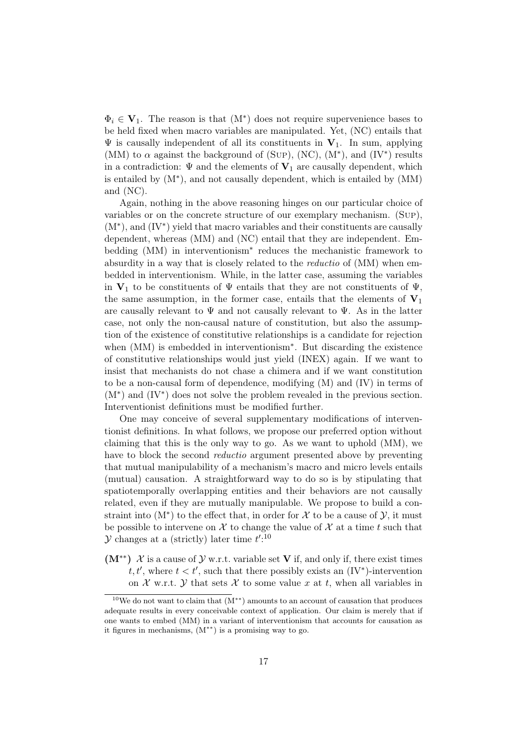$\Phi_i \in \mathbf{V}_1$. The reason is that (M*) does not require supervenience bases to be held fixed when macro variables are manipulated. Yet, (NC) entails that $\Psi$ is causally independent of all its constituents in $\mathbf{V}_1$. In sum, applying (MM) to $\alpha$ against the background of (Sup), (NC), (M*), and (IV*) results in a contradiction: $\Psi$ and the elements of $\mathbf{V}_1$ are causally dependent, which is entailed by (M*), and not causally dependent, which is entailed by (MM) and (NC).

Again, nothing in the above reasoning hinges on our particular choice of variables or on the concrete structure of our exemplary mechanism. (Sup), (M*), and (IV*) yield that macro variables and their constituents are causally dependent, whereas (MM) and (NC) entail that they are independent. Embedding (MM) in interventionism* reduces the mechanistic framework to absurdity in a way that is closely related to the *reductio* of (MM) when embedded in interventionism. While, in the latter case, assuming the variables in $\mathbf{V}_1$ to be constituents of $\Psi$ entails that they are not constituents of $\Psi$, the same assumption, in the former case, entails that the elements of $\mathbf{V}_1$ are causally relevant to $\Psi$ and not causally relevant to $\Psi$. As in the latter case, not only the non-causal nature of constitution, but also the assumption of the existence of constitutive relationships is a candidate for rejection when (MM) is embedded in interventionism*. But discarding the existence of constitutive relationships would just yield (INEX) again. If we want to insist that mechanists do not chase a chimera and if we want constitution to be a non-causal form of dependence, modifying (M) and (IV) in terms of (M*) and (IV*) does not solve the problem revealed in the previous section. Interventionist definitions must be modified further.

One may conceive of several supplementary modifications of interventionist definitions. In what follows, we propose our preferred option without claiming that this is the only way to go. As we want to uphold (MM), we have to block the second *reductio* argument presented above by preventing that mutual manipulability of a mechanism's macro and micro levels entails (mutual) causation. A straightforward way to do so is by stipulating that spatiotemporally overlapping entities and their behaviors are not causally related, even if they are mutually manipulable. We propose to build a constraint into (M*) to the effect that, in order for $\mathcal{X}$ to be a cause of $\mathcal{Y}$, it must be possible to intervene on $\mathcal{X}$ to change the value of $\mathcal{X}$ at a time $t$ such that $\mathcal{Y}$ changes at a (strictly) later time $t'$:[10]

**(M**)** $\mathcal{X}$ is a cause of $\mathcal{Y}$ w.r.t. variable set $\mathbf{V}$ if, and only if, there exist times $t, t'$, where $t < t'$, such that there possibly exists an (IV*)-intervention on $\mathcal{X}$ w.r.t. $\mathcal{Y}$ that sets $\mathcal{X}$ to some value $x$ at $t$, when all variables in

[10] We do not want to claim that (M**) amounts to an account of causation that produces adequate results in every conceivable context of application. Our claim is merely that if one wants to embed (MM) in a variant of interventionism that accounts for causation as it figures in mechanisms, (M**) is a promising way to go.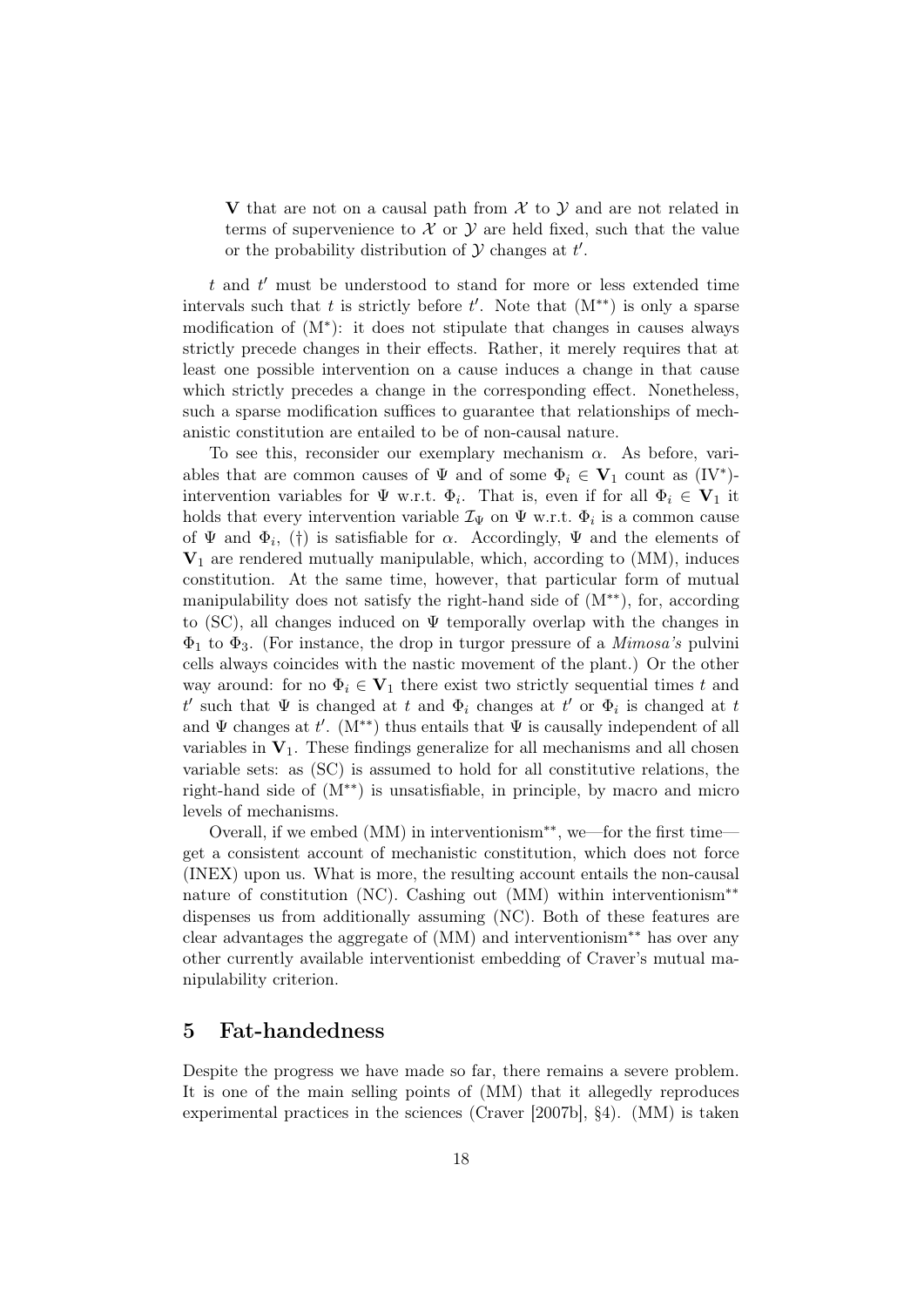$\mathbf{V}$ that are not on a causal path from $\mathcal{X}$ to $\mathcal{Y}$ and are not related in terms of supervenience to $\mathcal{X}$ or $\mathcal{Y}$ are held fixed, such that the value or the probability distribution of $\mathcal{Y}$ changes at $t'$.

$t$ and $t'$ must be understood to stand for more or less extended time intervals such that $t$ is strictly before $t'$. Note that (M$^{**}$) is only a sparse modification of (M$^{*}$): it does not stipulate that changes in causes always strictly precede changes in their effects. Rather, it merely requires that at least one possible intervention on a cause induces a change in that cause which strictly precedes a change in the corresponding effect. Nonetheless, such a sparse modification suffices to guarantee that relationships of mechanistic constitution are entailed to be of non-causal nature.

To see this, reconsider our exemplary mechanism $\alpha$. As before, variables that are common causes of $\Psi$ and of some $\Phi_i \in \mathbf{V}_1$ count as (IV$^{*}$)-intervention variables for $\Psi$ w.r.t. $\Phi_i$. That is, even if for all $\Phi_i \in \mathbf{V}_1$ it holds that every intervention variable $\mathcal{I}_\Psi$ on $\Psi$ w.r.t. $\Phi_i$ is a common cause of $\Psi$ and $\Phi_i$, (†) is satisfiable for $\alpha$. Accordingly, $\Psi$ and the elements of $\mathbf{V}_1$ are rendered mutually manipulable, which, according to (MM), induces constitution. At the same time, however, that particular form of mutual manipulability does not satisfy the right-hand side of (M$^{**}$), for, according to (SC), all changes induced on $\Psi$ temporally overlap with the changes in $\Phi_1$ to $\Phi_3$. (For instance, the drop in turgor pressure of a *Mimosa's* pulvini cells always coincides with the nastic movement of the plant.) Or the other way around: for no $\Phi_i \in \mathbf{V}_1$ there exist two strictly sequential times $t$ and $t'$ such that $\Psi$ is changed at $t$ and $\Phi_i$ changes at $t'$ or $\Phi_i$ is changed at $t$ and $\Psi$ changes at $t'$. (M$^{**}$) thus entails that $\Psi$ is causally independent of all variables in $\mathbf{V}_1$. These findings generalize for all mechanisms and all chosen variable sets: as (SC) is assumed to hold for all constitutive relations, the right-hand side of (M$^{**}$) is unsatisfiable, in principle, by macro and micro levels of mechanisms.

Overall, if we embed (MM) in interventionism$^{**}$, we—for the first time—get a consistent account of mechanistic constitution, which does not force (INEX) upon us. What is more, the resulting account entails the non-causal nature of constitution (NC). Cashing out (MM) within interventionism$^{**}$ dispenses us from additionally assuming (NC). Both of these features are clear advantages the aggregate of (MM) and interventionism$^{**}$ has over any other currently available interventionist embedding of Craver's mutual manipulability criterion.

## 5 Fat-handedness

Despite the progress we have made so far, there remains a severe problem. It is one of the main selling points of (MM) that it allegedly reproduces experimental practices in the sciences (Craver [2007b], §4). (MM) is taken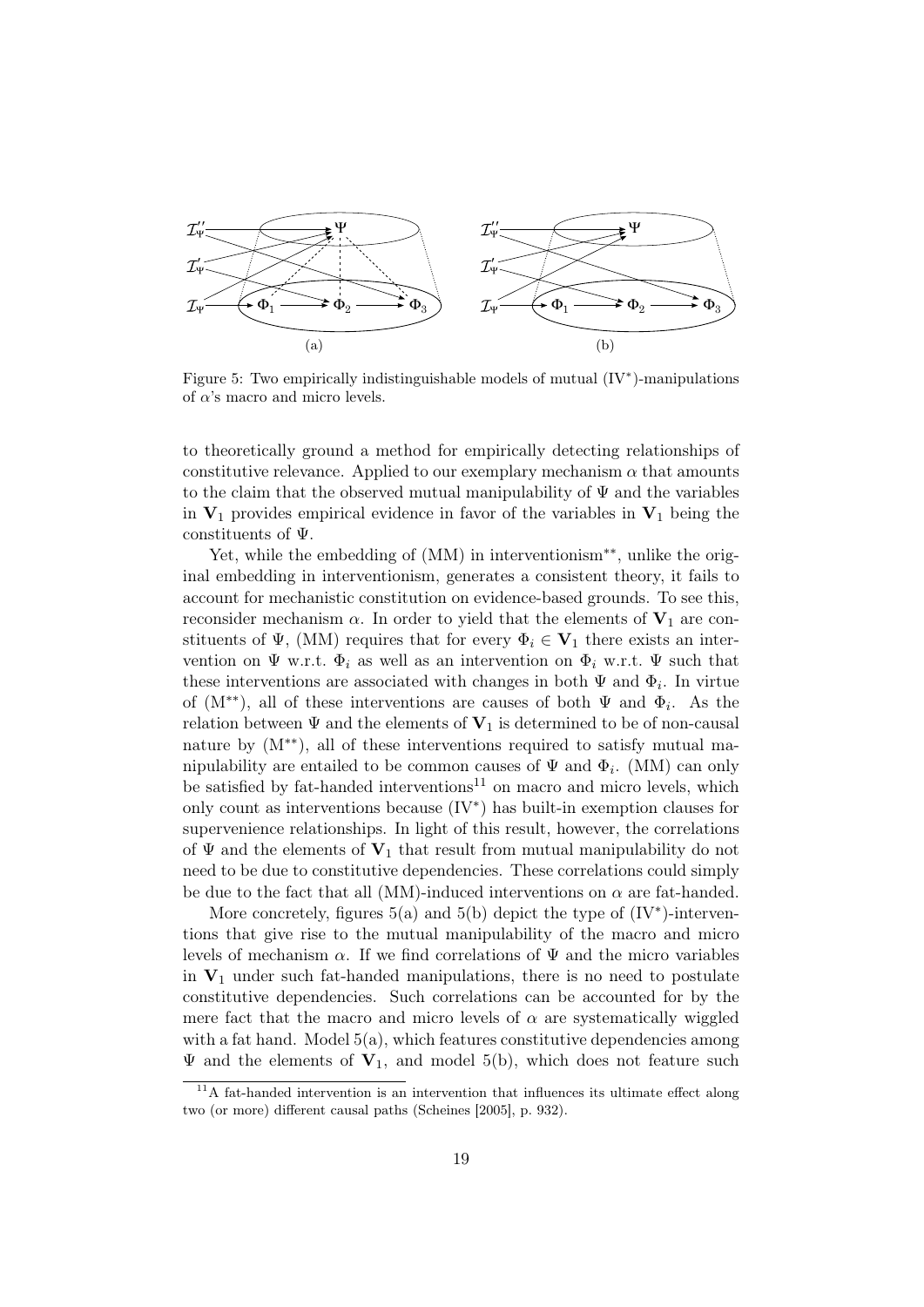Figure 5: Two empirically indistinguishable models of mutual ($IV^*$)-manipulations of $\alpha$'s macro and micro levels.

to theoretically ground a method for empirically detecting relationships of constitutive relevance. Applied to our exemplary mechanism $\alpha$ that amounts to the claim that the observed mutual manipulability of $\Psi$ and the variables in $\mathbf{V}_1$ provides empirical evidence in favor of the variables in $\mathbf{V}_1$ being the constituents of $\Psi$.

Yet, while the embedding of (MM) in interventionism$^{**}$, unlike the original embedding in interventionism, generates a consistent theory, it fails to account for mechanistic constitution on evidence-based grounds. To see this, reconsider mechanism $\alpha$. In order to yield that the elements of $\mathbf{V}_1$ are constituents of $\Psi$, (MM) requires that for every $\Phi_i \in \mathbf{V}_1$ there exists an intervention on $\Psi$ w.r.t. $\Phi_i$ as well as an intervention on $\Phi_i$ w.r.t. $\Psi$ such that these interventions are associated with changes in both $\Psi$ and $\Phi_i$. In virtue of ($M^{**}$), all of these interventions are causes of both $\Psi$ and $\Phi_i$. As the relation between $\Psi$ and the elements of $\mathbf{V}_1$ is determined to be of non-causal nature by ($M^{**}$), all of these interventions required to satisfy mutual manipulability are entailed to be common causes of $\Psi$ and $\Phi_i$. (MM) can only be satisfied by fat-handed interventions[11] on macro and micro levels, which only count as interventions because ($IV^*$) has built-in exemption clauses for supervenience relationships. In light of this result, however, the correlations of $\Psi$ and the elements of $\mathbf{V}_1$ that result from mutual manipulability do not need to be due to constitutive dependencies. These correlations could simply be due to the fact that all (MM)-induced interventions on $\alpha$ are fat-handed.

More concretely, figures 5(a) and 5(b) depict the type of ($IV^*$)-interventions that give rise to the mutual manipulability of the macro and micro levels of mechanism $\alpha$. If we find correlations of $\Psi$ and the micro variables in $\mathbf{V}_1$ under such fat-handed manipulations, there is no need to postulate constitutive dependencies. Such correlations can be accounted for by the mere fact that the macro and micro levels of $\alpha$ are systematically wiggled with a fat hand. Model 5(a), which features constitutive dependencies among $\Psi$ and the elements of $\mathbf{V}_1$, and model 5(b), which does not feature such

[11] A fat-handed intervention is an intervention that influences its ultimate effect along two (or more) different causal paths (Scheines [2005], p. 932).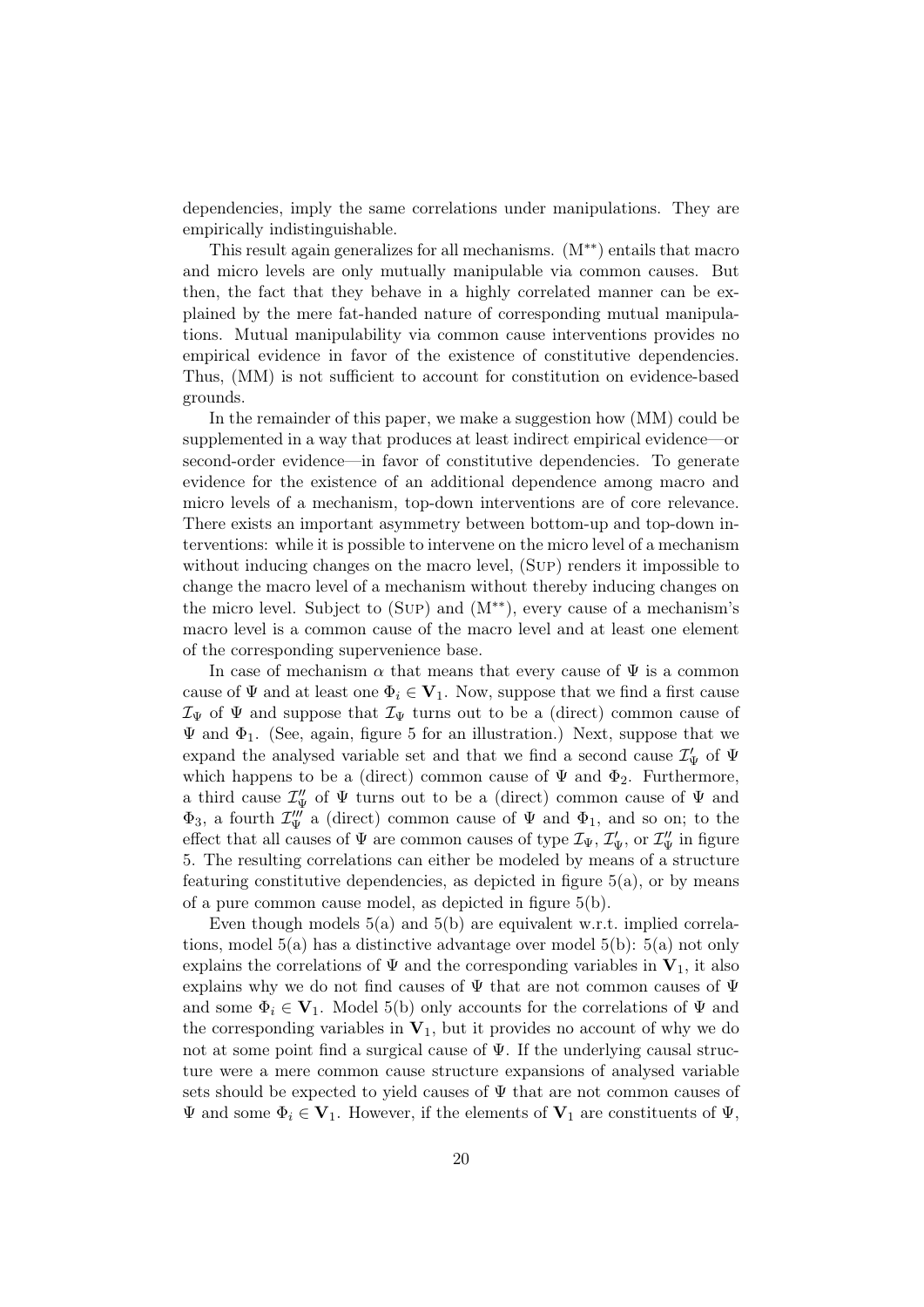dependencies, imply the same correlations under manipulations. They are empirically indistinguishable.

This result again generalizes for all mechanisms. ($\text{M}^{**}$) entails that macro and micro levels are only mutually manipulable via common causes. But then, the fact that they behave in a highly correlated manner can be explained by the mere fat-handed nature of corresponding mutual manipulations. Mutual manipulability via common cause interventions provides no empirical evidence in favor of the existence of constitutive dependencies. Thus, (MM) is not sufficient to account for constitution on evidence-based grounds.

In the remainder of this paper, we make a suggestion how (MM) could be supplemented in a way that produces at least indirect empirical evidence—or second-order evidence—in favor of constitutive dependencies. To generate evidence for the existence of an additional dependence among macro and micro levels of a mechanism, top-down interventions are of core relevance. There exists an important asymmetry between bottom-up and top-down interventions: while it is possible to intervene on the micro level of a mechanism without inducing changes on the macro level, (Sup) renders it impossible to change the macro level of a mechanism without thereby inducing changes on the micro level. Subject to (Sup) and ($\text{M}^{**}$), every cause of a mechanism's macro level is a common cause of the macro level and at least one element of the corresponding supervenience base.

In case of mechanism $\alpha$ that means that every cause of $\Psi$ is a common cause of $\Psi$ and at least one $\Phi_i \in \mathbf{V}_1$. Now, suppose that we find a first cause $\mathcal{I}_\Psi$ of $\Psi$ and suppose that $\mathcal{I}_\Psi$ turns out to be a (direct) common cause of $\Psi$ and $\Phi_1$. (See, again, figure 5 for an illustration.) Next, suppose that we expand the analysed variable set and that we find a second cause $\mathcal{I}'_\Psi$ of $\Psi$ which happens to be a (direct) common cause of $\Psi$ and $\Phi_2$. Furthermore, a third cause $\mathcal{I}''_\Psi$ of $\Psi$ turns out to be a (direct) common cause of $\Psi$ and $\Phi_3$, a fourth $\mathcal{I}'''_\Psi$ a (direct) common cause of $\Psi$ and $\Phi_1$, and so on; to the effect that all causes of $\Psi$ are common causes of type $\mathcal{I}_\Psi$, $\mathcal{I}'_\Psi$, or $\mathcal{I}''_\Psi$ in figure 5. The resulting correlations can either be modeled by means of a structure featuring constitutive dependencies, as depicted in figure 5(a), or by means of a pure common cause model, as depicted in figure 5(b).

Even though models 5(a) and 5(b) are equivalent w.r.t. implied correlations, model 5(a) has a distinctive advantage over model 5(b): 5(a) not only explains the correlations of $\Psi$ and the corresponding variables in $\mathbf{V}_1$, it also explains why we do not find causes of $\Psi$ that are not common causes of $\Psi$ and some $\Phi_i \in \mathbf{V}_1$. Model 5(b) only accounts for the correlations of $\Psi$ and the corresponding variables in $\mathbf{V}_1$, but it provides no account of why we do not at some point find a surgical cause of $\Psi$. If the underlying causal structure were a mere common cause structure expansions of analysed variable sets should be expected to yield causes of $\Psi$ that are not common causes of $\Psi$ and some $\Phi_i \in \mathbf{V}_1$. However, if the elements of $\mathbf{V}_1$ are constituents of $\Psi$,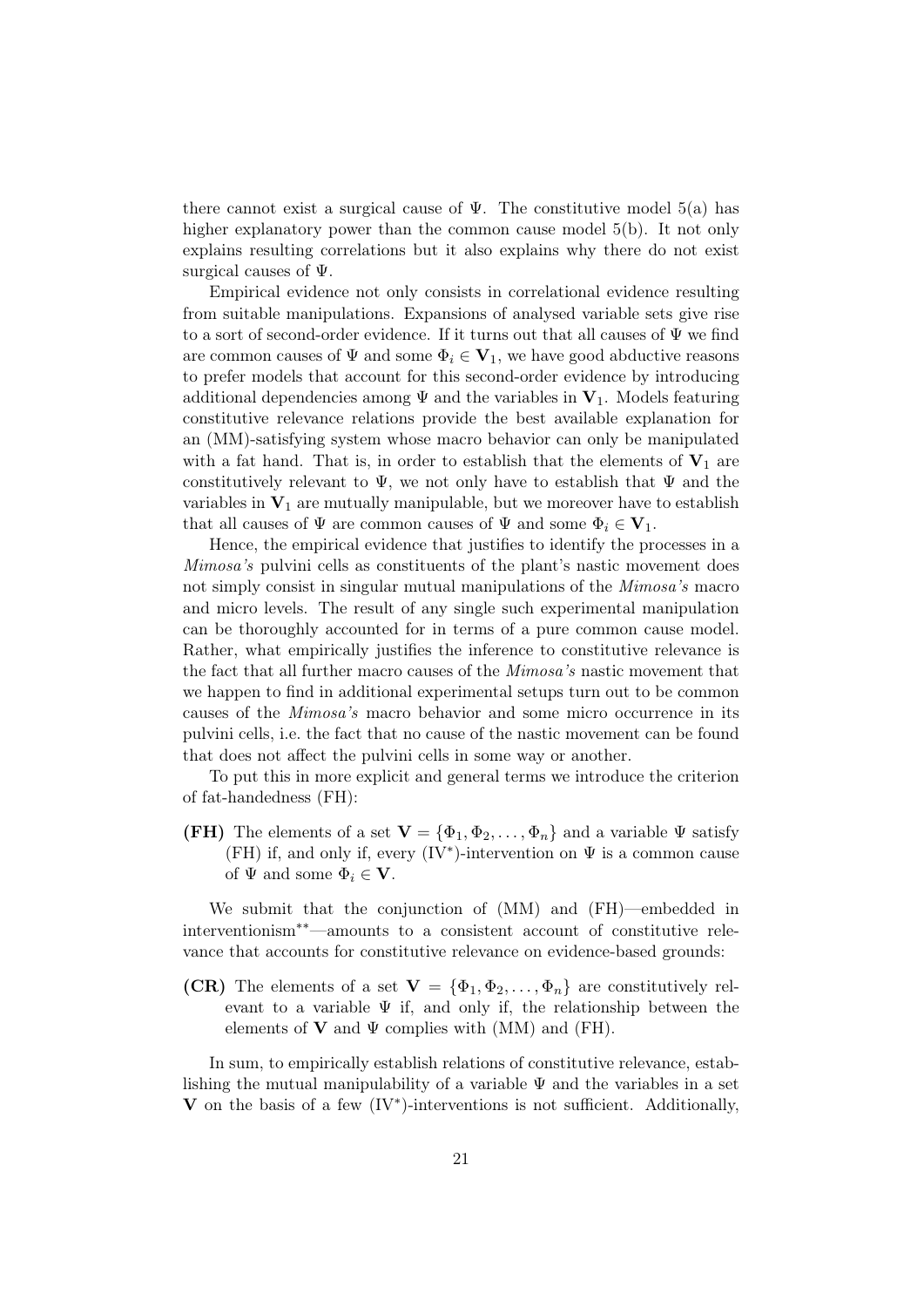there cannot exist a surgical cause of $\Psi$. The constitutive model 5(a) has higher explanatory power than the common cause model 5(b). It not only explains resulting correlations but it also explains why there do not exist surgical causes of $\Psi$.

Empirical evidence not only consists in correlational evidence resulting from suitable manipulations. Expansions of analysed variable sets give rise to a sort of second-order evidence. If it turns out that all causes of $\Psi$ we find are common causes of $\Psi$ and some $\Phi_i \in \mathbf{V}_1$, we have good abductive reasons to prefer models that account for this second-order evidence by introducing additional dependencies among $\Psi$ and the variables in $\mathbf{V}_1$. Models featuring constitutive relevance relations provide the best available explanation for an (MM)-satisfying system whose macro behavior can only be manipulated with a fat hand. That is, in order to establish that the elements of $\mathbf{V}_1$ are constitutively relevant to $\Psi$, we not only have to establish that $\Psi$ and the variables in $\mathbf{V}_1$ are mutually manipulable, but we moreover have to establish that all causes of $\Psi$ are common causes of $\Psi$ and some $\Phi_i \in \mathbf{V}_1$.

Hence, the empirical evidence that justifies to identify the processes in a *Mimosa's* pulvini cells as constituents of the plant's nastic movement does not simply consist in singular mutual manipulations of the *Mimosa's* macro and micro levels. The result of any single such experimental manipulation can be thoroughly accounted for in terms of a pure common cause model. Rather, what empirically justifies the inference to constitutive relevance is the fact that all further macro causes of the *Mimosa's* nastic movement that we happen to find in additional experimental setups turn out to be common causes of the *Mimosa's* macro behavior and some micro occurrence in its pulvini cells, i.e. the fact that no cause of the nastic movement can be found that does not affect the pulvini cells in some way or another.

To put this in more explicit and general terms we introduce the criterion of fat-handedness (FH):

**(FH)** The elements of a set $\mathbf{V} = \{\Phi_1, \Phi_2, \ldots, \Phi_n\}$ and a variable $\Psi$ satisfy (FH) if, and only if, every (IV$^*$)-intervention on $\Psi$ is a common cause of $\Psi$ and some $\Phi_i \in \mathbf{V}$.

We submit that the conjunction of (MM) and (FH)—embedded in interventionism$^{**}$—amounts to a consistent account of constitutive relevance that accounts for constitutive relevance on evidence-based grounds:

**(CR)** The elements of a set $\mathbf{V} = \{\Phi_1, \Phi_2, \ldots, \Phi_n\}$ are constitutively relevant to a variable $\Psi$ if, and only if, the relationship between the elements of $\mathbf{V}$ and $\Psi$ complies with (MM) and (FH).

In sum, to empirically establish relations of constitutive relevance, establishing the mutual manipulability of a variable $\Psi$ and the variables in a set $\mathbf{V}$ on the basis of a few (IV$^*$)-interventions is not sufficient. Additionally,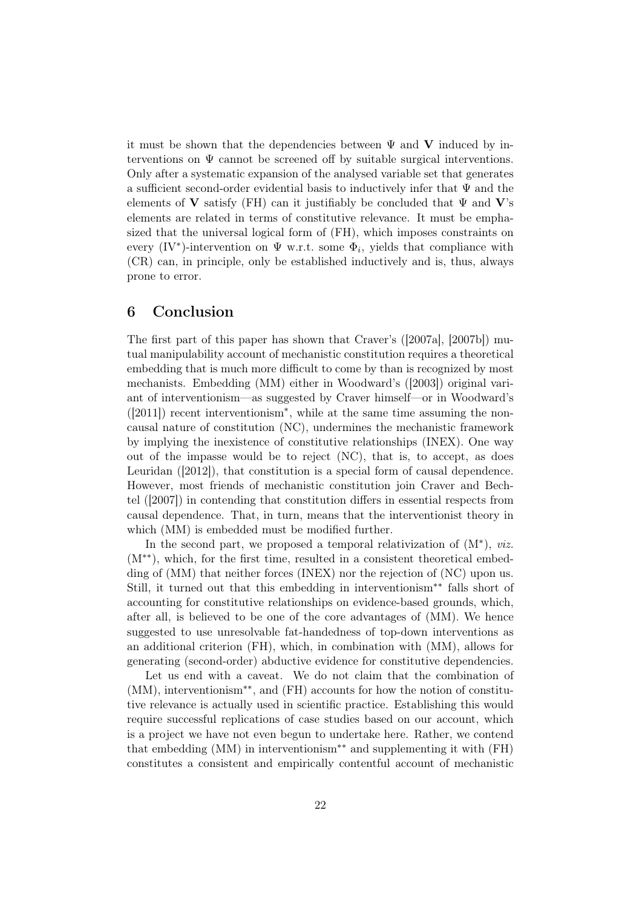it must be shown that the dependencies between $\Psi$ and $\mathbf{V}$ induced by interventions on $\Psi$ cannot be screened off by suitable surgical interventions. Only after a systematic expansion of the analysed variable set that generates a sufficient second-order evidential basis to inductively infer that $\Psi$ and the elements of $\mathbf{V}$ satisfy (FH) can it justifiably be concluded that $\Psi$ and $\mathbf{V}$'s elements are related in terms of constitutive relevance. It must be emphasized that the universal logical form of (FH), which imposes constraints on every (IV$^*$)-intervention on $\Psi$ w.r.t. some $\Phi_i$, yields that compliance with (CR) can, in principle, only be established inductively and is, thus, always prone to error.

## 6 Conclusion

The first part of this paper has shown that Craver's ([2007a], [2007b]) mutual manipulability account of mechanistic constitution requires a theoretical embedding that is much more difficult to come by than is recognized by most mechanists. Embedding (MM) either in Woodward's ([2003]) original variant of interventionism—as suggested by Craver himself—or in Woodward's ([2011]) recent interventionism$^*$, while at the same time assuming the noncausal nature of constitution (NC), undermines the mechanistic framework by implying the inexistence of constitutive relationships (INEX). One way out of the impasse would be to reject (NC), that is, to accept, as does Leuridan ([2012]), that constitution is a special form of causal dependence. However, most friends of mechanistic constitution join Craver and Bechtel ([2007]) in contending that constitution differs in essential respects from causal dependence. That, in turn, means that the interventionist theory in which (MM) is embedded must be modified further.

In the second part, we proposed a temporal relativization of (M$^*$), *viz.* (M$^{**}$), which, for the first time, resulted in a consistent theoretical embedding of (MM) that neither forces (INEX) nor the rejection of (NC) upon us. Still, it turned out that this embedding in interventionism$^{**}$ falls short of accounting for constitutive relationships on evidence-based grounds, which, after all, is believed to be one of the core advantages of (MM). We hence suggested to use unresolvable fat-handedness of top-down interventions as an additional criterion (FH), which, in combination with (MM), allows for generating (second-order) abductive evidence for constitutive dependencies.

Let us end with a caveat. We do not claim that the combination of (MM), interventionism$^{**}$, and (FH) accounts for how the notion of constitutive relevance is actually used in scientific practice. Establishing this would require successful replications of case studies based on our account, which is a project we have not even begun to undertake here. Rather, we contend that embedding (MM) in interventionism$^{**}$ and supplementing it with (FH) constitutes a consistent and empirically contentful account of mechanistic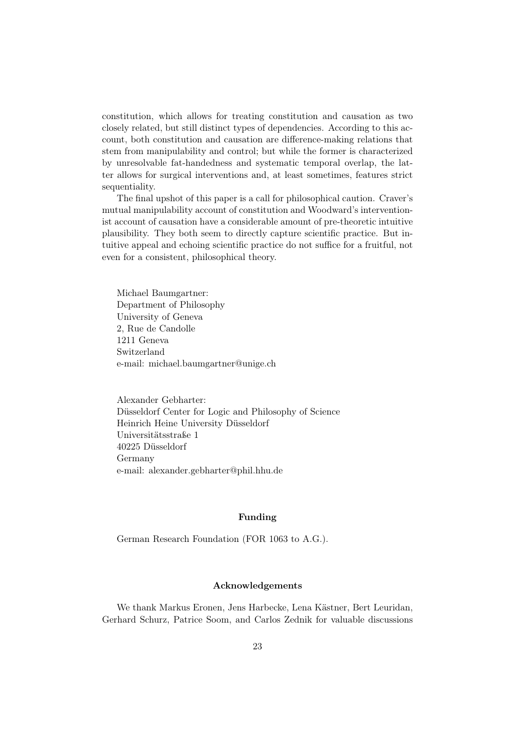constitution, which allows for treating constitution and causation as two closely related, but still distinct types of dependencies. According to this account, both constitution and causation are difference-making relations that stem from manipulability and control; but while the former is characterized by unresolvable fat-handedness and systematic temporal overlap, the latter allows for surgical interventions and, at least sometimes, features strict sequentiality.

The final upshot of this paper is a call for philosophical caution. Craver's mutual manipulability account of constitution and Woodward's interventionist account of causation have a considerable amount of pre-theoretic intuitive plausibility. They both seem to directly capture scientific practice. But intuitive appeal and echoing scientific practice do not suffice for a fruitful, not even for a consistent, philosophical theory.

Michael Baumgartner:
Department of Philosophy
University of Geneva
2, Rue de Candolle
1211 Geneva
Switzerland
e-mail: michael.baumgartner@unige.ch

Alexander Gebharter:
Düsseldorf Center for Logic and Philosophy of Science
Heinrich Heine University Düsseldorf
Universitätsstraße 1
40225 Düsseldorf
Germany
e-mail: alexander.gebharter@phil.hhu.de

**Funding**

German Research Foundation (FOR 1063 to A.G.).

**Acknowledgements**

We thank Markus Eronen, Jens Harbecke, Lena Kästner, Bert Leuridan, Gerhard Schurz, Patrice Soom, and Carlos Zednik for valuable discussions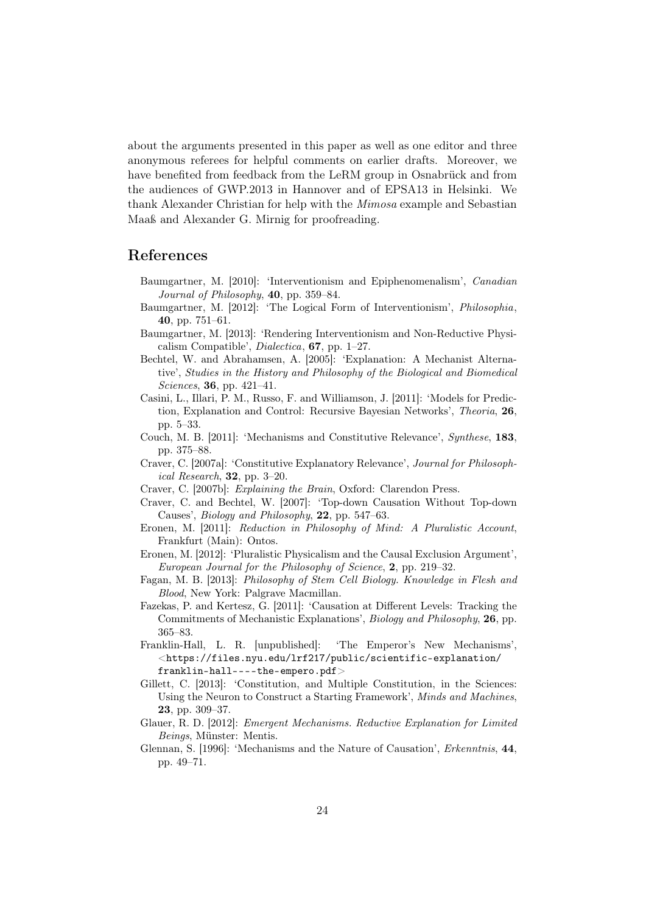about the arguments presented in this paper as well as one editor and three anonymous referees for helpful comments on earlier drafts. Moreover, we have benefited from feedback from the LeRM group in Osnabrück and from the audiences of GWP.2013 in Hannover and of EPSA13 in Helsinki. We thank Alexander Christian for help with the *Mimosa* example and Sebastian Maaß and Alexander G. Mirnig for proofreading.

## References

Baumgartner, M. [2010]: 'Interventionism and Epiphenomenalism', *Canadian Journal of Philosophy*, **40**, pp. 359–84.

Baumgartner, M. [2012]: 'The Logical Form of Interventionism', *Philosophia*, **40**, pp. 751–61.

Baumgartner, M. [2013]: 'Rendering Interventionism and Non-Reductive Physicalism Compatible', *Dialectica*, **67**, pp. 1–27.

Bechtel, W. and Abrahamsen, A. [2005]: 'Explanation: A Mechanist Alternative', *Studies in the History and Philosophy of the Biological and Biomedical Sciences*, **36**, pp. 421–41.

Casini, L., Illari, P. M., Russo, F. and Williamson, J. [2011]: 'Models for Prediction, Explanation and Control: Recursive Bayesian Networks', *Theoria*, **26**, pp. 5–33.

Couch, M. B. [2011]: 'Mechanisms and Constitutive Relevance', *Synthese*, **183**, pp. 375–88.

Craver, C. [2007a]: 'Constitutive Explanatory Relevance', *Journal for Philosophical Research*, **32**, pp. 3–20.

Craver, C. [2007b]: *Explaining the Brain*, Oxford: Clarendon Press.

Craver, C. and Bechtel, W. [2007]: 'Top-down Causation Without Top-down Causes', *Biology and Philosophy*, **22**, pp. 547–63.

Eronen, M. [2011]: *Reduction in Philosophy of Mind: A Pluralistic Account*, Frankfurt (Main): Ontos.

Eronen, M. [2012]: 'Pluralistic Physicalism and the Causal Exclusion Argument', *European Journal for the Philosophy of Science*, **2**, pp. 219–32.

Fagan, M. B. [2013]: *Philosophy of Stem Cell Biology. Knowledge in Flesh and Blood*, New York: Palgrave Macmillan.

Fazekas, P. and Kertesz, G. [2011]: 'Causation at Different Levels: Tracking the Commitments of Mechanistic Explanations', *Biology and Philosophy*, **26**, pp. 365–83.

Franklin-Hall, L. R. [unpublished]: 'The Emperor's New Mechanisms', <`https://files.nyu.edu/lrf217/public/scientific-explanation/franklin-hall----the-empero.pdf`>

Gillett, C. [2013]: 'Constitution, and Multiple Constitution, in the Sciences: Using the Neuron to Construct a Starting Framework', *Minds and Machines*, **23**, pp. 309–37.

Glauer, R. D. [2012]: *Emergent Mechanisms. Reductive Explanation for Limited Beings*, Münster: Mentis.

Glennan, S. [1996]: 'Mechanisms and the Nature of Causation', *Erkenntnis*, **44**, pp. 49–71.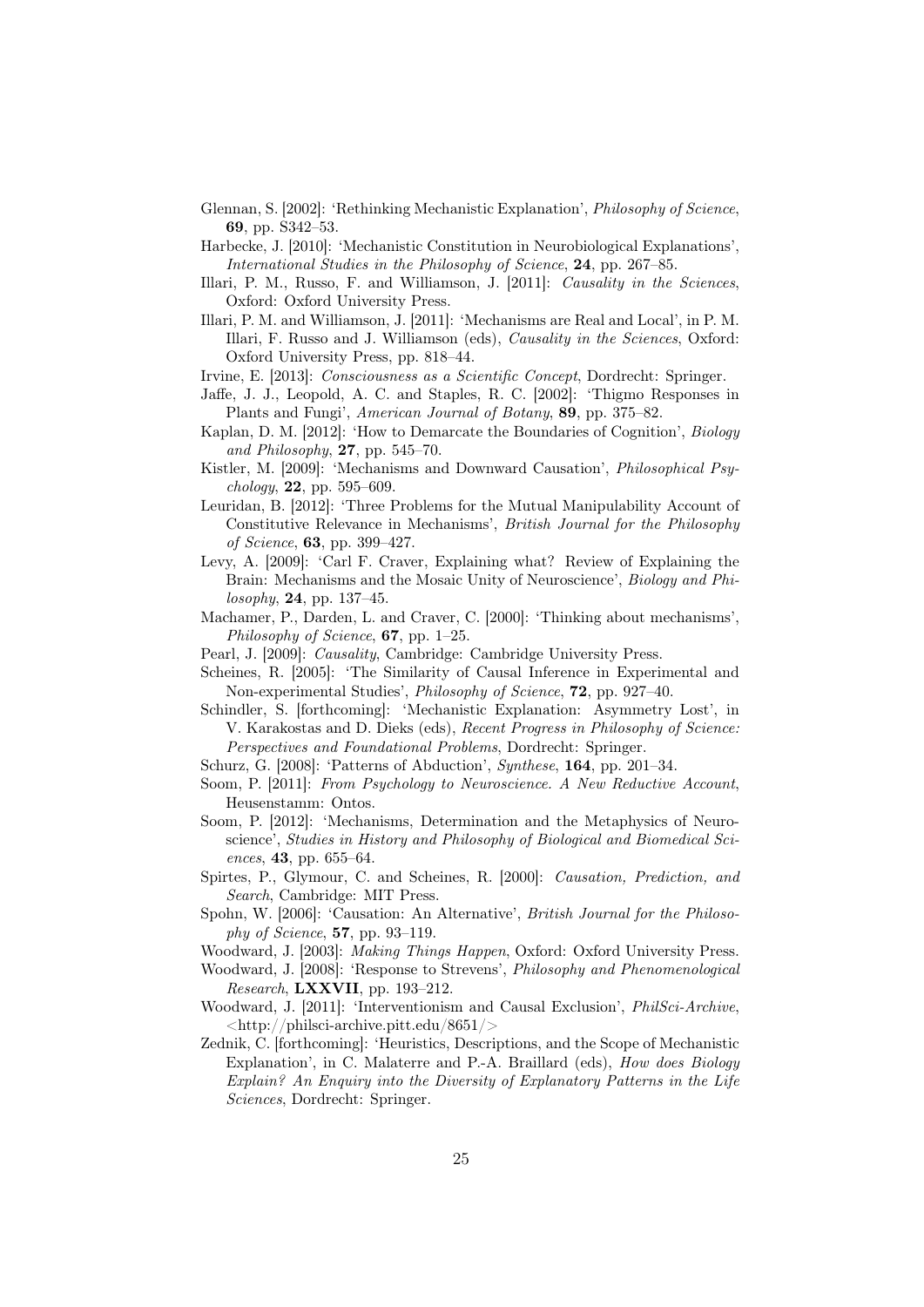Glennan, S. [2002]: 'Rethinking Mechanistic Explanation', *Philosophy of Science*, **69**, pp. S342–53.

Harbecke, J. [2010]: 'Mechanistic Constitution in Neurobiological Explanations', *International Studies in the Philosophy of Science*, **24**, pp. 267–85.

Illari, P. M., Russo, F. and Williamson, J. [2011]: *Causality in the Sciences*, Oxford: Oxford University Press.

Illari, P. M. and Williamson, J. [2011]: 'Mechanisms are Real and Local', in P. M. Illari, F. Russo and J. Williamson (eds), *Causality in the Sciences*, Oxford: Oxford University Press, pp. 818–44.

Irvine, E. [2013]: *Consciousness as a Scientific Concept*, Dordrecht: Springer.

Jaffe, J. J., Leopold, A. C. and Staples, R. C. [2002]: 'Thigmo Responses in Plants and Fungi', *American Journal of Botany*, **89**, pp. 375–82.

Kaplan, D. M. [2012]: 'How to Demarcate the Boundaries of Cognition', *Biology and Philosophy*, **27**, pp. 545–70.

Kistler, M. [2009]: 'Mechanisms and Downward Causation', *Philosophical Psychology*, **22**, pp. 595–609.

Leuridan, B. [2012]: 'Three Problems for the Mutual Manipulability Account of Constitutive Relevance in Mechanisms', *British Journal for the Philosophy of Science*, **63**, pp. 399–427.

Levy, A. [2009]: 'Carl F. Craver, Explaining what? Review of Explaining the Brain: Mechanisms and the Mosaic Unity of Neuroscience', *Biology and Philosophy*, **24**, pp. 137–45.

Machamer, P., Darden, L. and Craver, C. [2000]: 'Thinking about mechanisms', *Philosophy of Science*, **67**, pp. 1–25.

Pearl, J. [2009]: *Causality*, Cambridge: Cambridge University Press.

Scheines, R. [2005]: 'The Similarity of Causal Inference in Experimental and Non-experimental Studies', *Philosophy of Science*, **72**, pp. 927–40.

Schindler, S. [forthcoming]: 'Mechanistic Explanation: Asymmetry Lost', in V. Karakostas and D. Dieks (eds), *Recent Progress in Philosophy of Science: Perspectives and Foundational Problems*, Dordrecht: Springer.

Schurz, G. [2008]: 'Patterns of Abduction', *Synthese*, **164**, pp. 201–34.

Soom, P. [2011]: *From Psychology to Neuroscience. A New Reductive Account*, Heusenstamm: Ontos.

Soom, P. [2012]: 'Mechanisms, Determination and the Metaphysics of Neuroscience', *Studies in History and Philosophy of Biological and Biomedical Sciences*, **43**, pp. 655–64.

Spirtes, P., Glymour, C. and Scheines, R. [2000]: *Causation, Prediction, and Search*, Cambridge: MIT Press.

Spohn, W. [2006]: 'Causation: An Alternative', *British Journal for the Philosophy of Science*, **57**, pp. 93–119.

Woodward, J. [2003]: *Making Things Happen*, Oxford: Oxford University Press.

Woodward, J. [2008]: 'Response to Strevens', *Philosophy and Phenomenological Research*, **LXXVII**, pp. 193–212.

Woodward, J. [2011]: 'Interventionism and Causal Exclusion', *PhilSci-Archive*, <http://philsci-archive.pitt.edu/8651/>

Zednik, C. [forthcoming]: 'Heuristics, Descriptions, and the Scope of Mechanistic Explanation', in C. Malaterre and P.-A. Braillard (eds), *How does Biology Explain? An Enquiry into the Diversity of Explanatory Patterns in the Life Sciences*, Dordrecht: Springer.